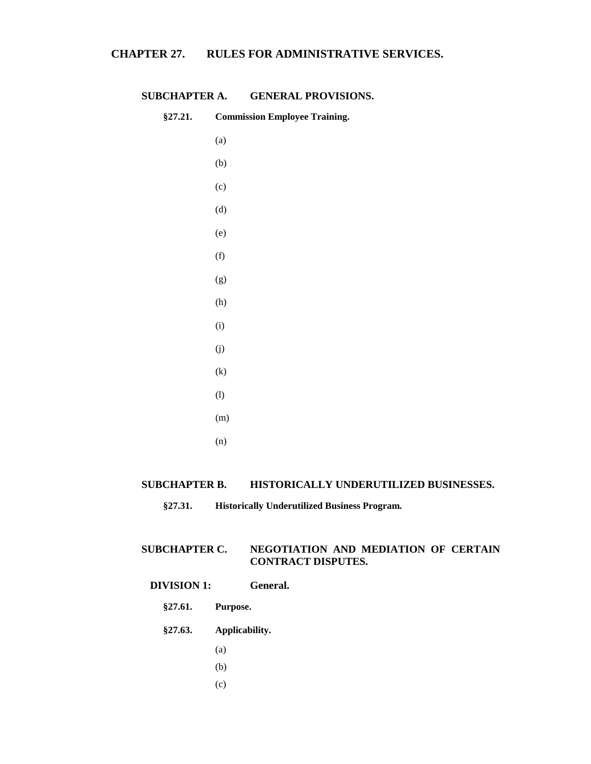# CHAPTER 27. RULES FOR ADMINISTRATIVE SERVICES.

## SUBCHAPTER A. GENERAL PROVISIONS.

### §27.21. Commission Employee Training.

(a)

(b)

(c)

(d)

(e)

(f)

(g)

(h)

(i)

(j)

(k)

(l)

(m)

(n)

## SUBCHAPTER B. HISTORICALLY UNDERUTILIZED BUSINESSES.

### §27.31. Historically Underutilized Business Program.

## SUBCHAPTER C. NEGOTIATION AND MEDIATION OF CERTAIN CONTRACT DISPUTES.

### DIVISION 1: General.

#### §27.61. Purpose.

#### §27.63. Applicability.

(a)

(b)

(c)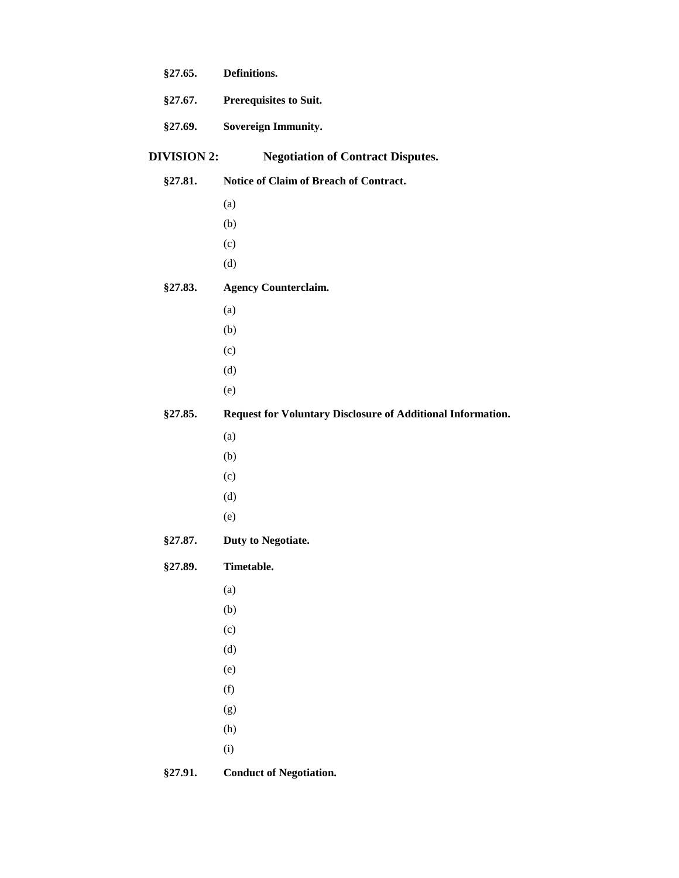**§27.65.** **Definitions.**

**§27.67.** **Prerequisites to Suit.**

**§27.69.** **Sovereign Immunity.**

## DIVISION 2: Negotiation of Contract Disputes.

**§27.81.** **Notice of Claim of Breach of Contract.**

(a)

(b)

(c)

(d)

**§27.83.** **Agency Counterclaim.**

(a)

(b)

(c)

(d)

(e)

**§27.85.** **Request for Voluntary Disclosure of Additional Information.**

(a)

(b)

(c)

(d)

(e)

**§27.87.** **Duty to Negotiate.**

**§27.89.** **Timetable.**

(a)

(b)

(c)

(d)

(e)

(f)

(g)

(h)

(i)

**§27.91.** **Conduct of Negotiation.**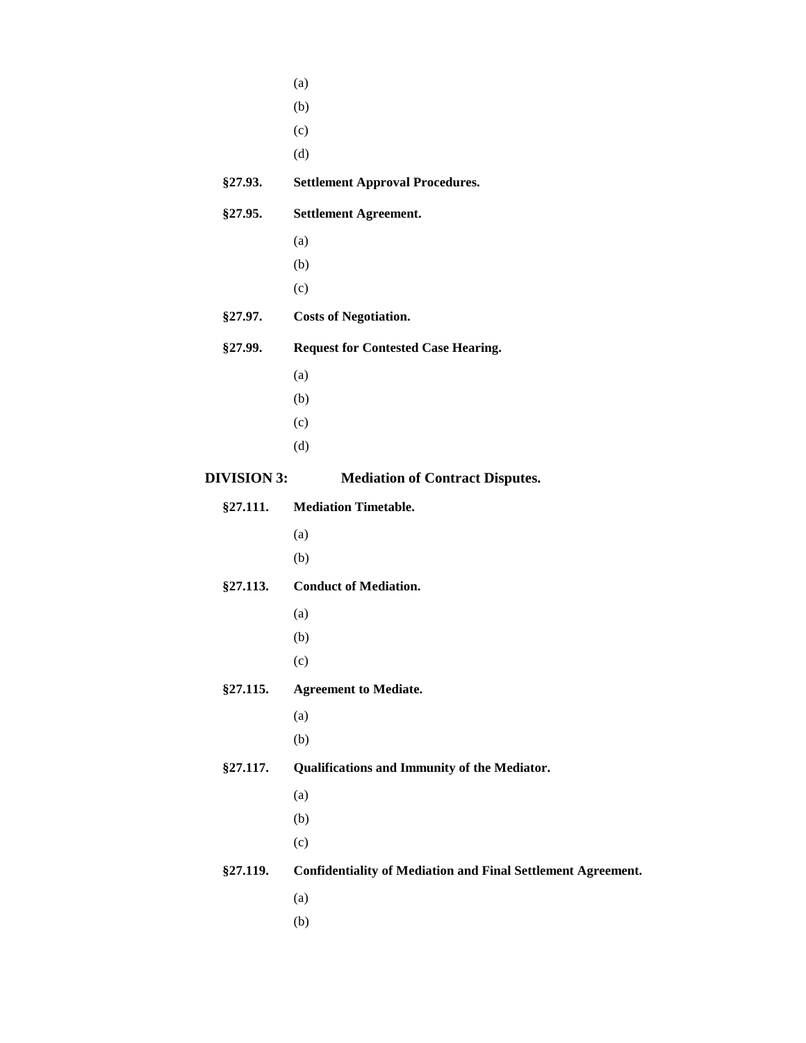(a)

(b)

(c)

(d)

**§27.93. Settlement Approval Procedures.**

**§27.95. Settlement Agreement.**

(a)

(b)

(c)

**§27.97. Costs of Negotiation.**

**§27.99. Request for Contested Case Hearing.**

(a)

(b)

(c)

(d)

**DIVISION 3: Mediation of Contract Disputes.**

**§27.111. Mediation Timetable.**

(a)

(b)

**§27.113. Conduct of Mediation.**

(a)

(b)

(c)

**§27.115. Agreement to Mediate.**

(a)

(b)

**§27.117. Qualifications and Immunity of the Mediator.**

(a)

(b)

(c)

**§27.119. Confidentiality of Mediation and Final Settlement Agreement.**

(a)

(b)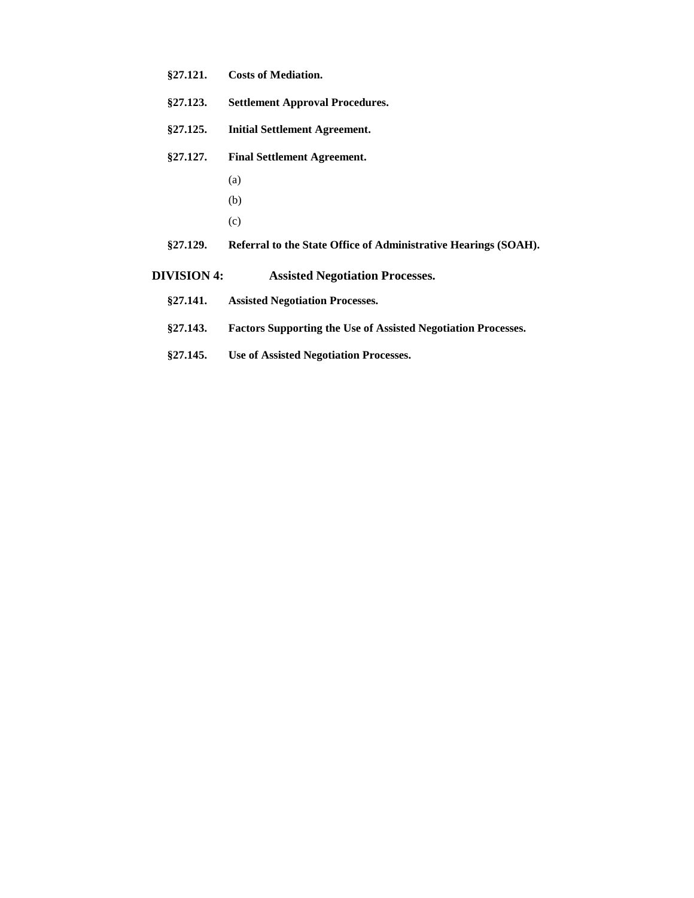**§27.121. Costs of Mediation.**

**§27.123. Settlement Approval Procedures.**

**§27.125. Initial Settlement Agreement.**

**§27.127. Final Settlement Agreement.**

(a)

(b)

(c)

**§27.129. Referral to the State Office of Administrative Hearings (SOAH).**

## DIVISION 4: Assisted Negotiation Processes.

**§27.141. Assisted Negotiation Processes.**

**§27.143. Factors Supporting the Use of Assisted Negotiation Processes.**

**§27.145. Use of Assisted Negotiation Processes.**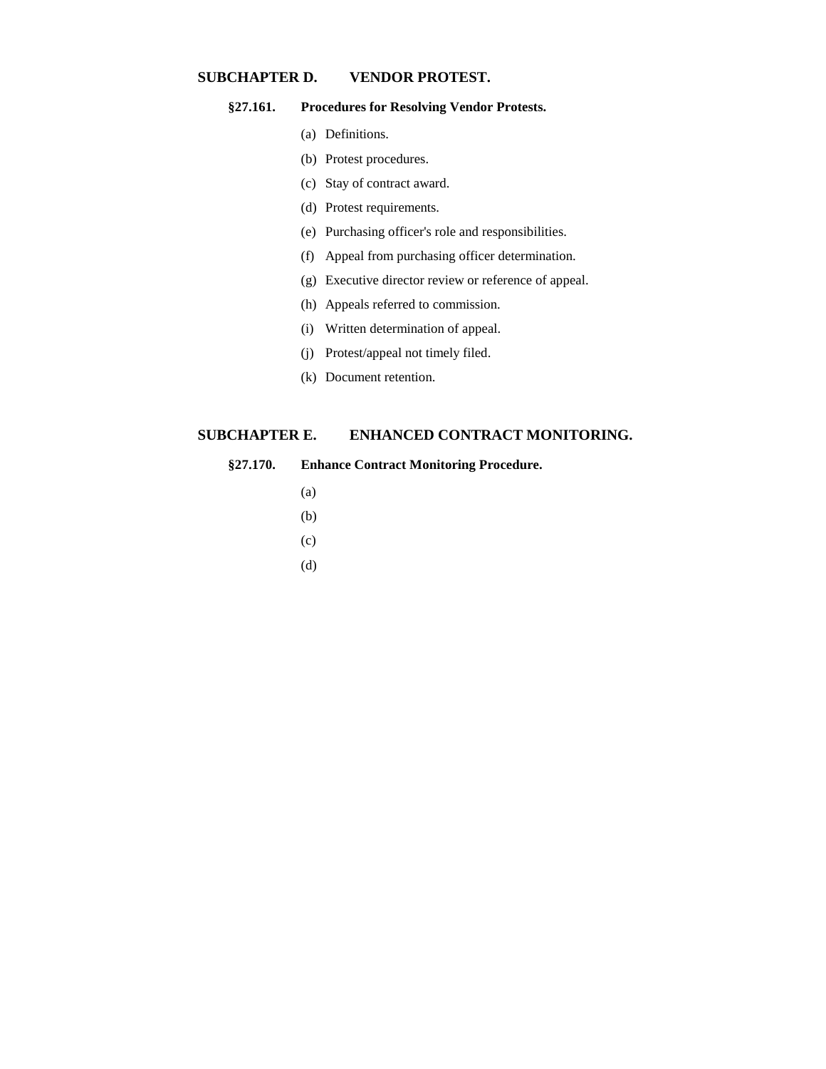## SUBCHAPTER D. VENDOR PROTEST.

### §27.161. Procedures for Resolving Vendor Protests.

(a) Definitions.

(b) Protest procedures.

(c) Stay of contract award.

(d) Protest requirements.

(e) Purchasing officer's role and responsibilities.

(f) Appeal from purchasing officer determination.

(g) Executive director review or reference of appeal.

(h) Appeals referred to commission.

(i) Written determination of appeal.

(j) Protest/appeal not timely filed.

(k) Document retention.

## SUBCHAPTER E. ENHANCED CONTRACT MONITORING.

### §27.170. Enhance Contract Monitoring Procedure.

(a)

(b)

(c)

(d)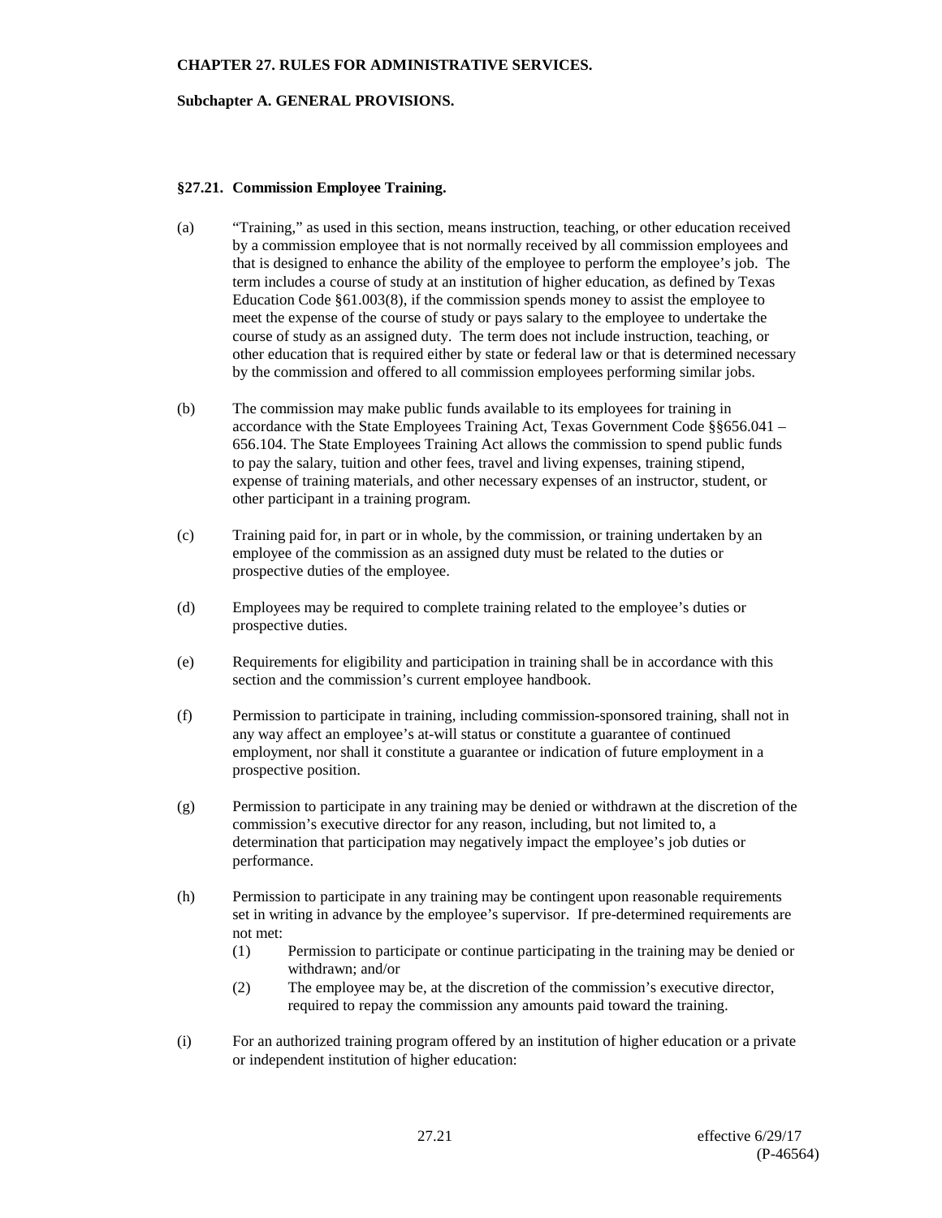**CHAPTER 27. RULES FOR ADMINISTRATIVE SERVICES.**

**Subchapter A. GENERAL PROVISIONS.**

**§27.21. Commission Employee Training.**

(a) "Training," as used in this section, means instruction, teaching, or other education received by a commission employee that is not normally received by all commission employees and that is designed to enhance the ability of the employee to perform the employee's job. The term includes a course of study at an institution of higher education, as defined by Texas Education Code §61.003(8), if the commission spends money to assist the employee to meet the expense of the course of study or pays salary to the employee to undertake the course of study as an assigned duty. The term does not include instruction, teaching, or other education that is required either by state or federal law or that is determined necessary by the commission and offered to all commission employees performing similar jobs.

(b) The commission may make public funds available to its employees for training in accordance with the State Employees Training Act, Texas Government Code §§656.041 – 656.104. The State Employees Training Act allows the commission to spend public funds to pay the salary, tuition and other fees, travel and living expenses, training stipend, expense of training materials, and other necessary expenses of an instructor, student, or other participant in a training program.

(c) Training paid for, in part or in whole, by the commission, or training undertaken by an employee of the commission as an assigned duty must be related to the duties or prospective duties of the employee.

(d) Employees may be required to complete training related to the employee's duties or prospective duties.

(e) Requirements for eligibility and participation in training shall be in accordance with this section and the commission's current employee handbook.

(f) Permission to participate in training, including commission-sponsored training, shall not in any way affect an employee's at-will status or constitute a guarantee of continued employment, nor shall it constitute a guarantee or indication of future employment in a prospective position.

(g) Permission to participate in any training may be denied or withdrawn at the discretion of the commission's executive director for any reason, including, but not limited to, a determination that participation may negatively impact the employee's job duties or performance.

(h) Permission to participate in any training may be contingent upon reasonable requirements set in writing in advance by the employee's supervisor. If pre-determined requirements are not met:

  (1) Permission to participate or continue participating in the training may be denied or withdrawn; and/or

  (2) The employee may be, at the discretion of the commission's executive director, required to repay the commission any amounts paid toward the training.

(i) For an authorized training program offered by an institution of higher education or a private or independent institution of higher education: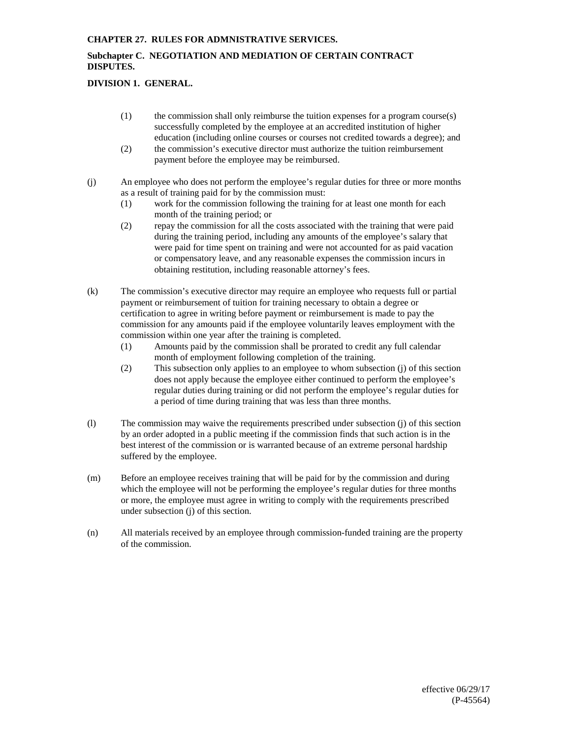(1) the commission shall only reimburse the tuition expenses for a program course(s) successfully completed by the employee at an accredited institution of higher education (including online courses or courses not credited towards a degree); and

(2) the commission's executive director must authorize the tuition reimbursement payment before the employee may be reimbursed.

(j) An employee who does not perform the employee's regular duties for three or more months as a result of training paid for by the commission must:

(1) work for the commission following the training for at least one month for each month of the training period; or

(2) repay the commission for all the costs associated with the training that were paid during the training period, including any amounts of the employee's salary that were paid for time spent on training and were not accounted for as paid vacation or compensatory leave, and any reasonable expenses the commission incurs in obtaining restitution, including reasonable attorney's fees.

(k) The commission's executive director may require an employee who requests full or partial payment or reimbursement of tuition for training necessary to obtain a degree or certification to agree in writing before payment or reimbursement is made to pay the commission for any amounts paid if the employee voluntarily leaves employment with the commission within one year after the training is completed.

(1) Amounts paid by the commission shall be prorated to credit any full calendar month of employment following completion of the training.

(2) This subsection only applies to an employee to whom subsection (j) of this section does not apply because the employee either continued to perform the employee's regular duties during training or did not perform the employee's regular duties for a period of time during training that was less than three months.

(l) The commission may waive the requirements prescribed under subsection (j) of this section by an order adopted in a public meeting if the commission finds that such action is in the best interest of the commission or is warranted because of an extreme personal hardship suffered by the employee.

(m) Before an employee receives training that will be paid for by the commission and during which the employee will not be performing the employee's regular duties for three months or more, the employee must agree in writing to comply with the requirements prescribed under subsection (j) of this section.

(n) All materials received by an employee through commission-funded training are the property of the commission.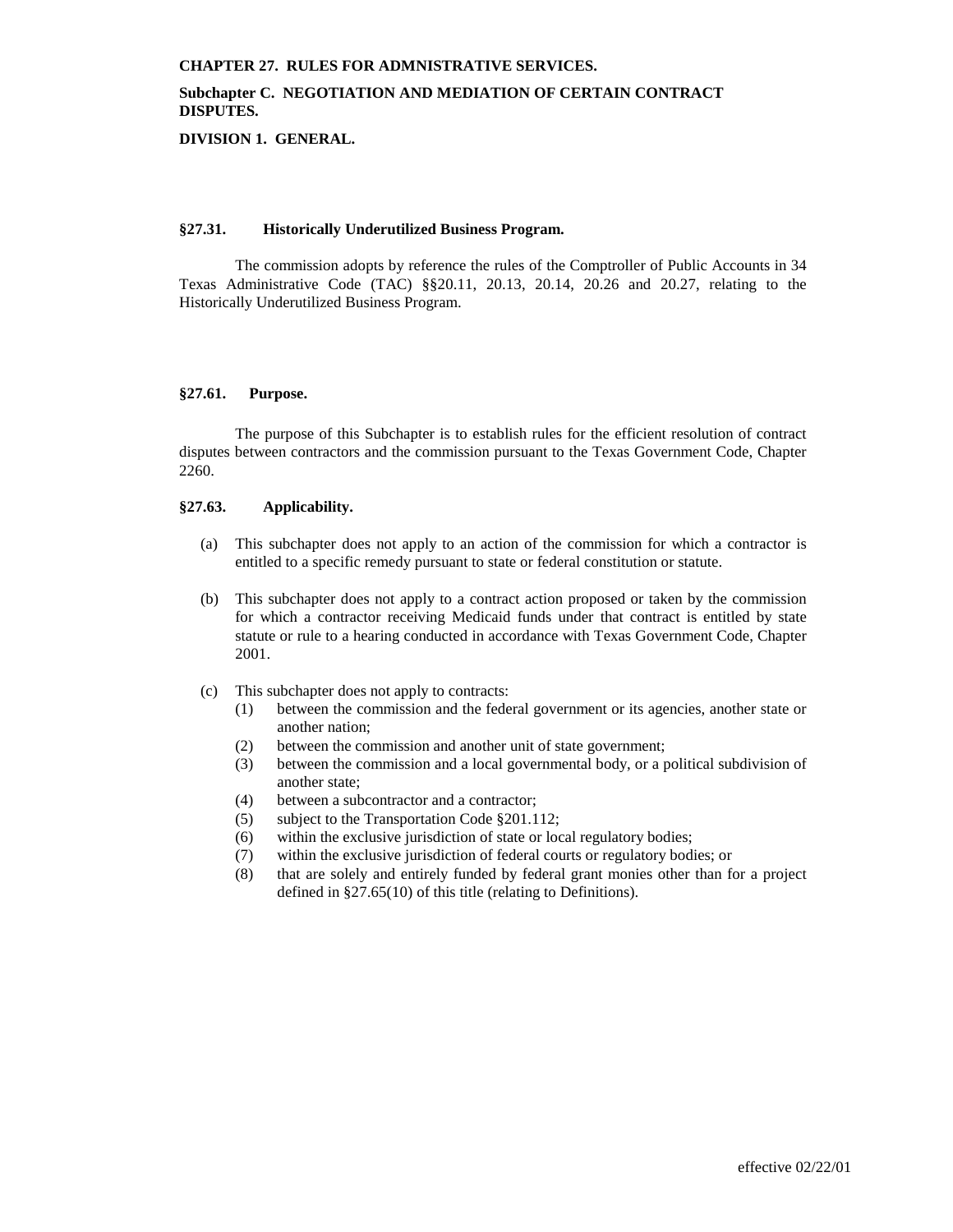**CHAPTER 27. RULES FOR ADMNISTRATIVE SERVICES.**

**Subchapter C. NEGOTIATION AND MEDIATION OF CERTAIN CONTRACT DISPUTES.**

**DIVISION 1. GENERAL.**

### §27.31. Historically Underutilized Business Program.

The commission adopts by reference the rules of the Comptroller of Public Accounts in 34 Texas Administrative Code (TAC) §§20.11, 20.13, 20.14, 20.26 and 20.27, relating to the Historically Underutilized Business Program.

### §27.61. Purpose.

The purpose of this Subchapter is to establish rules for the efficient resolution of contract disputes between contractors and the commission pursuant to the Texas Government Code, Chapter 2260.

### §27.63. Applicability.

(a) This subchapter does not apply to an action of the commission for which a contractor is entitled to a specific remedy pursuant to state or federal constitution or statute.

(b) This subchapter does not apply to a contract action proposed or taken by the commission for which a contractor receiving Medicaid funds under that contract is entitled by state statute or rule to a hearing conducted in accordance with Texas Government Code, Chapter 2001.

(c) This subchapter does not apply to contracts:
   (1) between the commission and the federal government or its agencies, another state or another nation;
   (2) between the commission and another unit of state government;
   (3) between the commission and a local governmental body, or a political subdivision of another state;
   (4) between a subcontractor and a contractor;
   (5) subject to the Transportation Code §201.112;
   (6) within the exclusive jurisdiction of state or local regulatory bodies;
   (7) within the exclusive jurisdiction of federal courts or regulatory bodies; or
   (8) that are solely and entirely funded by federal grant monies other than for a project defined in §27.65(10) of this title (relating to Definitions).

effective 02/22/01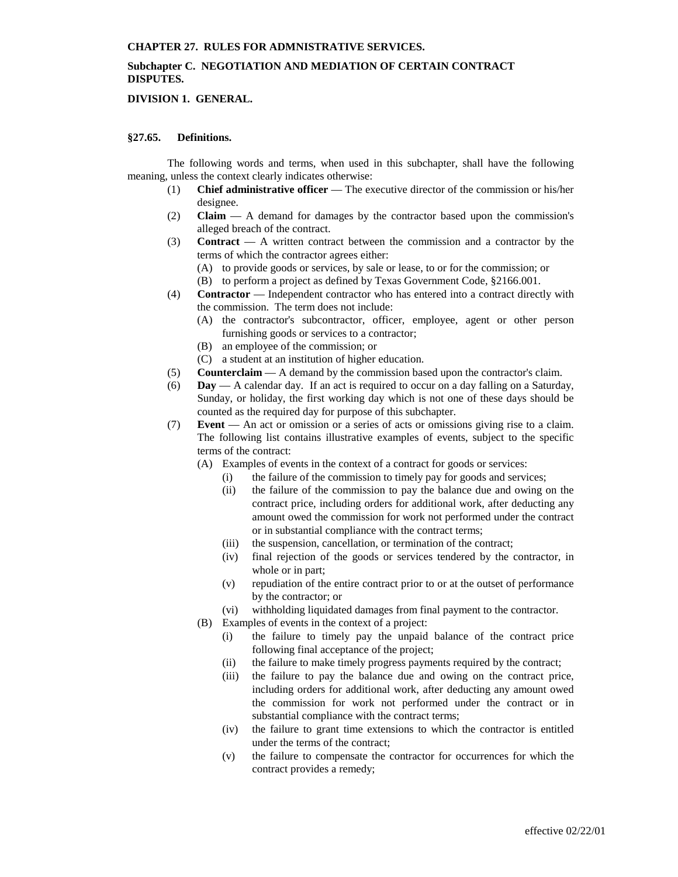**CHAPTER 27. RULES FOR ADMNISTRATIVE SERVICES.**

**Subchapter C. NEGOTIATION AND MEDIATION OF CERTAIN CONTRACT DISPUTES.**

**DIVISION 1. GENERAL.**

**§27.65. Definitions.**

The following words and terms, when used in this subchapter, shall have the following meaning, unless the context clearly indicates otherwise:

(1) **Chief administrative officer** — The executive director of the commission or his/her designee.

(2) **Claim** — A demand for damages by the contractor based upon the commission's alleged breach of the contract.

(3) **Contract** — A written contract between the commission and a contractor by the terms of which the contractor agrees either:

(A) to provide goods or services, by sale or lease, to or for the commission; or

(B) to perform a project as defined by Texas Government Code, §2166.001.

(4) **Contractor** — Independent contractor who has entered into a contract directly with the commission. The term does not include:

(A) the contractor's subcontractor, officer, employee, agent or other person furnishing goods or services to a contractor;

(B) an employee of the commission; or

(C) a student at an institution of higher education.

(5) **Counterclaim** — A demand by the commission based upon the contractor's claim.

(6) **Day** — A calendar day. If an act is required to occur on a day falling on a Saturday, Sunday, or holiday, the first working day which is not one of these days should be counted as the required day for purpose of this subchapter.

(7) **Event** — An act or omission or a series of acts or omissions giving rise to a claim. The following list contains illustrative examples of events, subject to the specific terms of the contract:

(A) Examples of events in the context of a contract for goods or services:

(i) the failure of the commission to timely pay for goods and services;

(ii) the failure of the commission to pay the balance due and owing on the contract price, including orders for additional work, after deducting any amount owed the commission for work not performed under the contract or in substantial compliance with the contract terms;

(iii) the suspension, cancellation, or termination of the contract;

(iv) final rejection of the goods or services tendered by the contractor, in whole or in part;

(v) repudiation of the entire contract prior to or at the outset of performance by the contractor; or

(vi) withholding liquidated damages from final payment to the contractor.

(B) Examples of events in the context of a project:

(i) the failure to timely pay the unpaid balance of the contract price following final acceptance of the project;

(ii) the failure to make timely progress payments required by the contract;

(iii) the failure to pay the balance due and owing on the contract price, including orders for additional work, after deducting any amount owed the commission for work not performed under the contract or in substantial compliance with the contract terms;

(iv) the failure to grant time extensions to which the contractor is entitled under the terms of the contract;

(v) the failure to compensate the contractor for occurrences for which the contract provides a remedy;

effective 02/22/01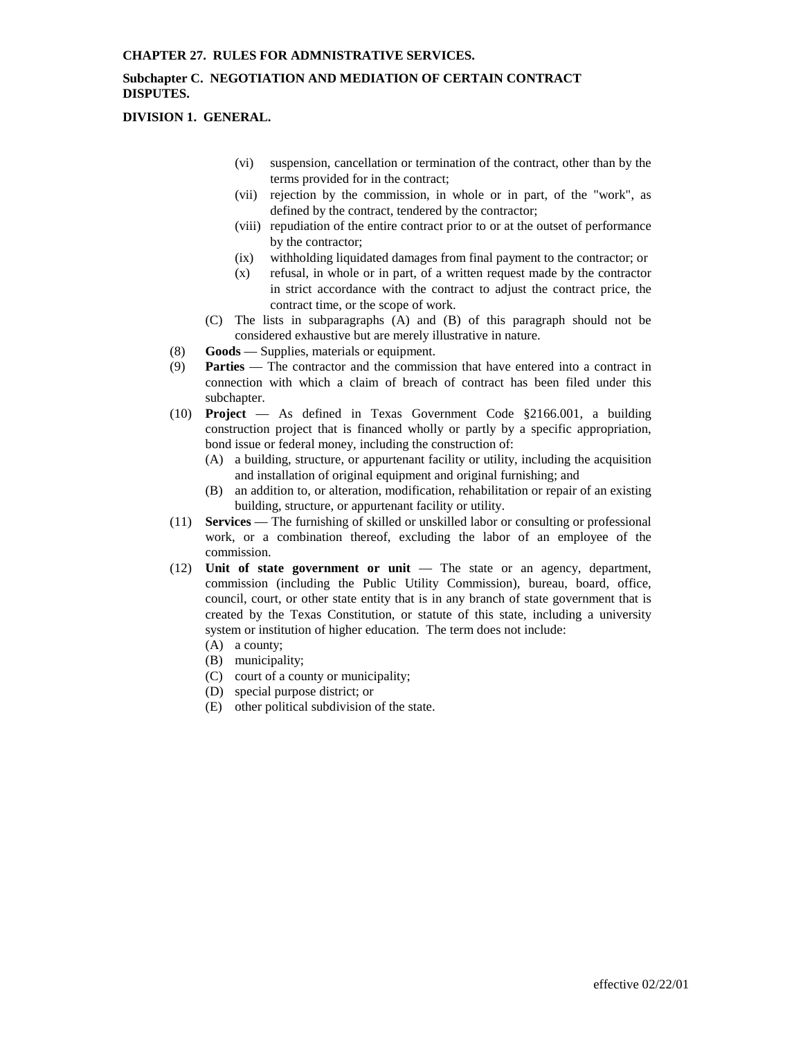**CHAPTER 27. RULES FOR ADMNISTRATIVE SERVICES.**

**Subchapter C. NEGOTIATION AND MEDIATION OF CERTAIN CONTRACT DISPUTES.**

**DIVISION 1. GENERAL.**

- (vi) suspension, cancellation or termination of the contract, other than by the terms provided for in the contract;
- (vii) rejection by the commission, in whole or in part, of the "work", as defined by the contract, tendered by the contractor;
- (viii) repudiation of the entire contract prior to or at the outset of performance by the contractor;
- (ix) withholding liquidated damages from final payment to the contractor; or
- (x) refusal, in whole or in part, of a written request made by the contractor in strict accordance with the contract to adjust the contract price, the contract time, or the scope of work.

(C) The lists in subparagraphs (A) and (B) of this paragraph should not be considered exhaustive but are merely illustrative in nature.

(8) **Goods** — Supplies, materials or equipment.

(9) **Parties** — The contractor and the commission that have entered into a contract in connection with which a claim of breach of contract has been filed under this subchapter.

(10) **Project** — As defined in Texas Government Code §2166.001, a building construction project that is financed wholly or partly by a specific appropriation, bond issue or federal money, including the construction of:

- (A) a building, structure, or appurtenant facility or utility, including the acquisition and installation of original equipment and original furnishing; and
- (B) an addition to, or alteration, modification, rehabilitation or repair of an existing building, structure, or appurtenant facility or utility.

(11) **Services** — The furnishing of skilled or unskilled labor or consulting or professional work, or a combination thereof, excluding the labor of an employee of the commission.

(12) **Unit of state government or unit** — The state or an agency, department, commission (including the Public Utility Commission), bureau, board, office, council, court, or other state entity that is in any branch of state government that is created by the Texas Constitution, or statute of this state, including a university system or institution of higher education. The term does not include:

- (A) a county;
- (B) municipality;
- (C) court of a county or municipality;
- (D) special purpose district; or
- (E) other political subdivision of the state.

effective 02/22/01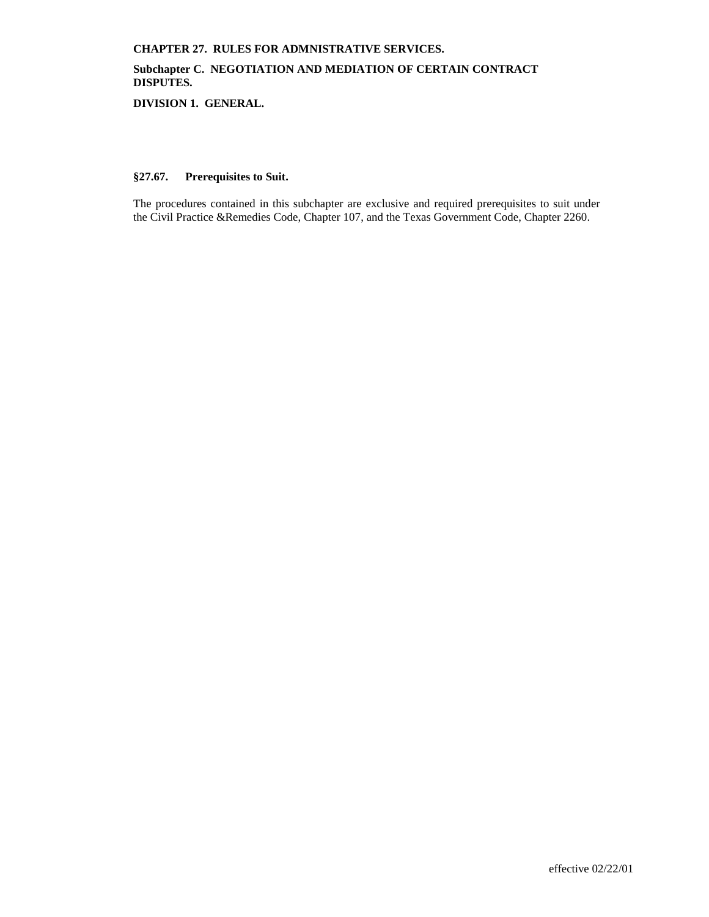**CHAPTER 27. RULES FOR ADMNISTRATIVE SERVICES.**

**Subchapter C. NEGOTIATION AND MEDIATION OF CERTAIN CONTRACT DISPUTES.**

**DIVISION 1. GENERAL.**

**§27.67. Prerequisites to Suit.**

The procedures contained in this subchapter are exclusive and required prerequisites to suit under the Civil Practice &Remedies Code, Chapter 107, and the Texas Government Code, Chapter 2260.

effective 02/22/01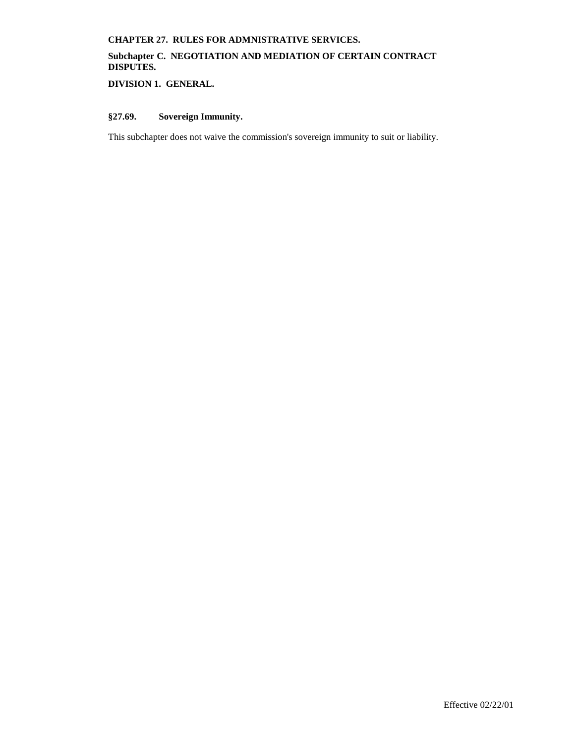**CHAPTER 27. RULES FOR ADMNISTRATIVE SERVICES.**

**Subchapter C. NEGOTIATION AND MEDIATION OF CERTAIN CONTRACT DISPUTES.**

**DIVISION 1. GENERAL.**

**§27.69. Sovereign Immunity.**

This subchapter does not waive the commission's sovereign immunity to suit or liability.

Effective 02/22/01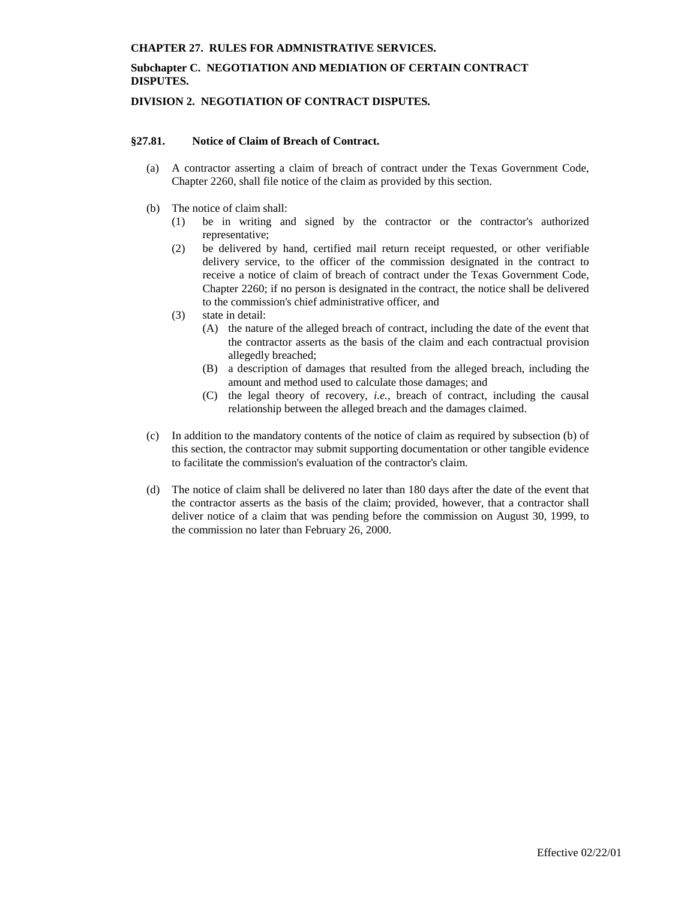**CHAPTER 27. RULES FOR ADMNISTRATIVE SERVICES.**

**Subchapter C. NEGOTIATION AND MEDIATION OF CERTAIN CONTRACT DISPUTES.**

**DIVISION 2. NEGOTIATION OF CONTRACT DISPUTES.**

**§27.81. Notice of Claim of Breach of Contract.**

(a) A contractor asserting a claim of breach of contract under the Texas Government Code, Chapter 2260, shall file notice of the claim as provided by this section.

(b) The notice of claim shall:
  - (1) be in writing and signed by the contractor or the contractor's authorized representative;
  - (2) be delivered by hand, certified mail return receipt requested, or other verifiable delivery service, to the officer of the commission designated in the contract to receive a notice of claim of breach of contract under the Texas Government Code, Chapter 2260; if no person is designated in the contract, the notice shall be delivered to the commission's chief administrative officer, and
  - (3) state in detail:
    - (A) the nature of the alleged breach of contract, including the date of the event that the contractor asserts as the basis of the claim and each contractual provision allegedly breached;
    - (B) a description of damages that resulted from the alleged breach, including the amount and method used to calculate those damages; and
    - (C) the legal theory of recovery, *i.e.*, breach of contract, including the causal relationship between the alleged breach and the damages claimed.

(c) In addition to the mandatory contents of the notice of claim as required by subsection (b) of this section, the contractor may submit supporting documentation or other tangible evidence to facilitate the commission's evaluation of the contractor's claim.

(d) The notice of claim shall be delivered no later than 180 days after the date of the event that the contractor asserts as the basis of the claim; provided, however, that a contractor shall deliver notice of a claim that was pending before the commission on August 30, 1999, to the commission no later than February 26, 2000.

Effective 02/22/01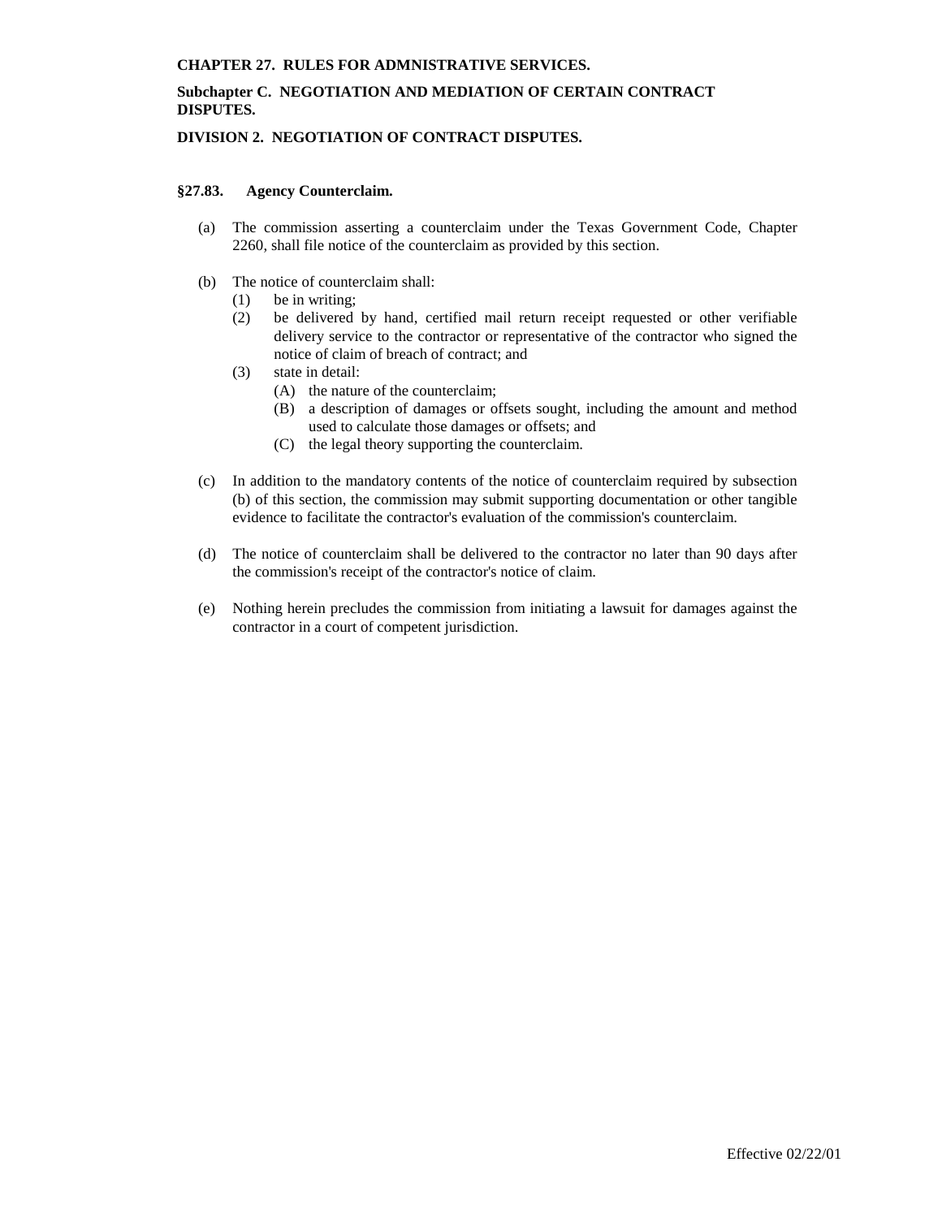**CHAPTER 27. RULES FOR ADMNISTRATIVE SERVICES.**

**Subchapter C. NEGOTIATION AND MEDIATION OF CERTAIN CONTRACT DISPUTES.**

**DIVISION 2. NEGOTIATION OF CONTRACT DISPUTES.**

**§27.83. Agency Counterclaim.**

(a) The commission asserting a counterclaim under the Texas Government Code, Chapter 2260, shall file notice of the counterclaim as provided by this section.

(b) The notice of counterclaim shall:
  (1) be in writing;
  (2) be delivered by hand, certified mail return receipt requested or other verifiable delivery service to the contractor or representative of the contractor who signed the notice of claim of breach of contract; and
  (3) state in detail:
    (A) the nature of the counterclaim;
    (B) a description of damages or offsets sought, including the amount and method used to calculate those damages or offsets; and
    (C) the legal theory supporting the counterclaim.

(c) In addition to the mandatory contents of the notice of counterclaim required by subsection (b) of this section, the commission may submit supporting documentation or other tangible evidence to facilitate the contractor's evaluation of the commission's counterclaim.

(d) The notice of counterclaim shall be delivered to the contractor no later than 90 days after the commission's receipt of the contractor's notice of claim.

(e) Nothing herein precludes the commission from initiating a lawsuit for damages against the contractor in a court of competent jurisdiction.

Effective 02/22/01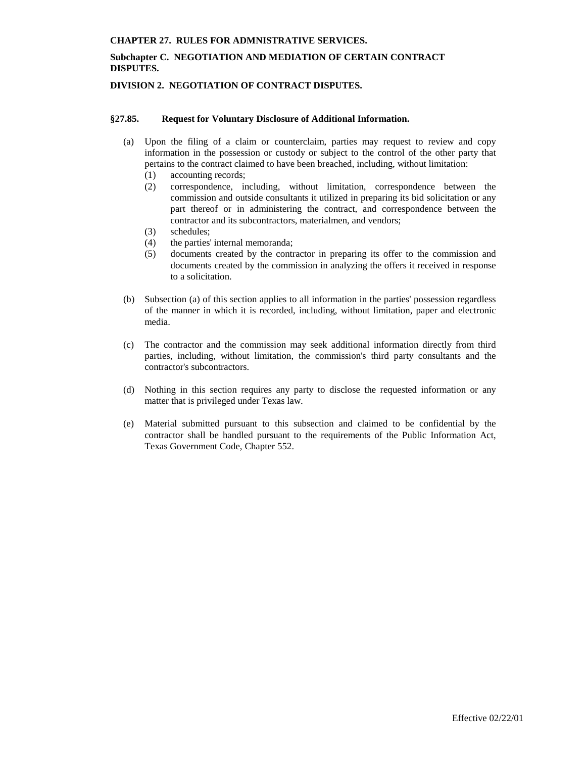**CHAPTER 27. RULES FOR ADMNISTRATIVE SERVICES.**

**Subchapter C. NEGOTIATION AND MEDIATION OF CERTAIN CONTRACT DISPUTES.**

**DIVISION 2. NEGOTIATION OF CONTRACT DISPUTES.**

**§27.85. Request for Voluntary Disclosure of Additional Information.**

(a) Upon the filing of a claim or counterclaim, parties may request to review and copy information in the possession or custody or subject to the control of the other party that pertains to the contract claimed to have been breached, including, without limitation:

(1) accounting records;

(2) correspondence, including, without limitation, correspondence between the commission and outside consultants it utilized in preparing its bid solicitation or any part thereof or in administering the contract, and correspondence between the contractor and its subcontractors, materialmen, and vendors;

(3) schedules;

(4) the parties' internal memoranda;

(5) documents created by the contractor in preparing its offer to the commission and documents created by the commission in analyzing the offers it received in response to a solicitation.

(b) Subsection (a) of this section applies to all information in the parties' possession regardless of the manner in which it is recorded, including, without limitation, paper and electronic media.

(c) The contractor and the commission may seek additional information directly from third parties, including, without limitation, the commission's third party consultants and the contractor's subcontractors.

(d) Nothing in this section requires any party to disclose the requested information or any matter that is privileged under Texas law.

(e) Material submitted pursuant to this subsection and claimed to be confidential by the contractor shall be handled pursuant to the requirements of the Public Information Act, Texas Government Code, Chapter 552.

Effective 02/22/01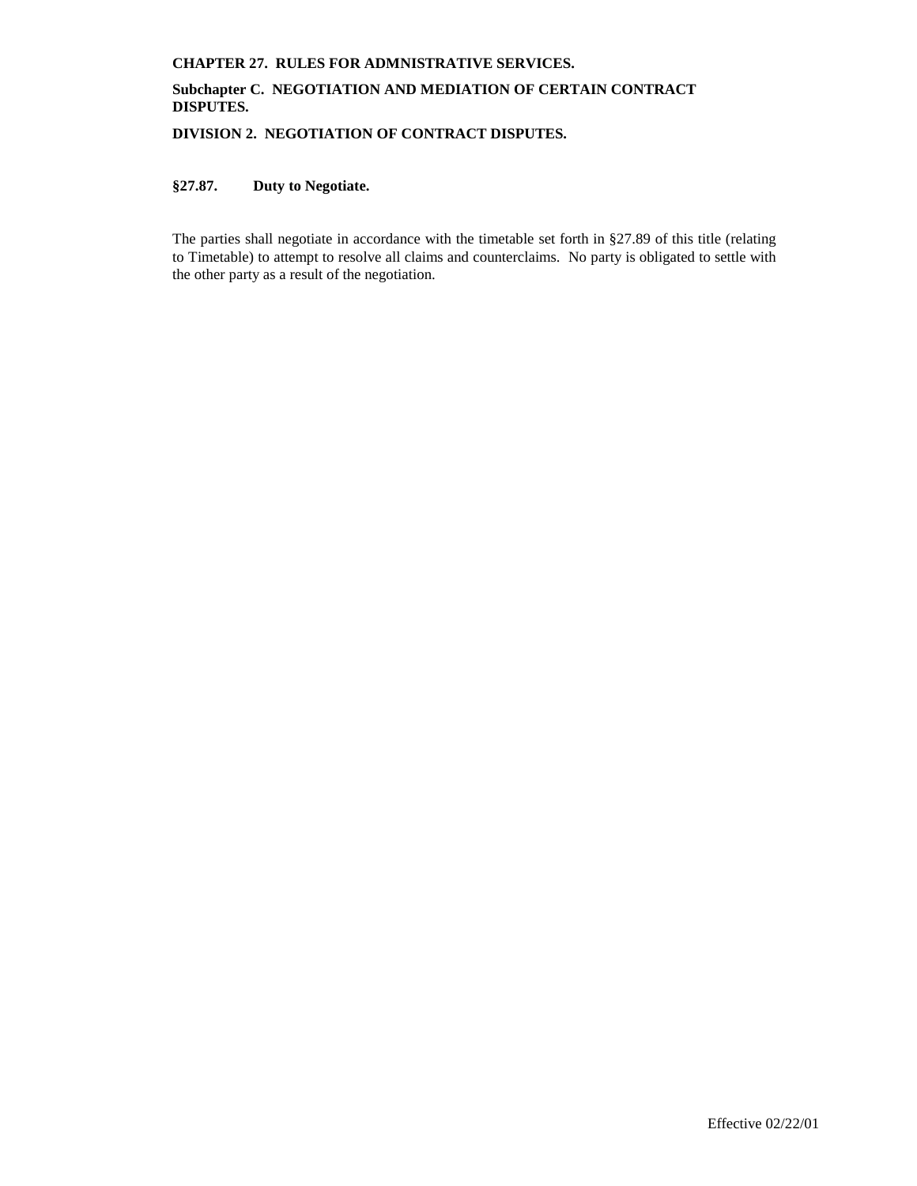**CHAPTER 27. RULES FOR ADMNISTRATIVE SERVICES.**

**Subchapter C. NEGOTIATION AND MEDIATION OF CERTAIN CONTRACT DISPUTES.**

**DIVISION 2. NEGOTIATION OF CONTRACT DISPUTES.**

**§27.87. Duty to Negotiate.**

The parties shall negotiate in accordance with the timetable set forth in §27.89 of this title (relating to Timetable) to attempt to resolve all claims and counterclaims. No party is obligated to settle with the other party as a result of the negotiation.

Effective 02/22/01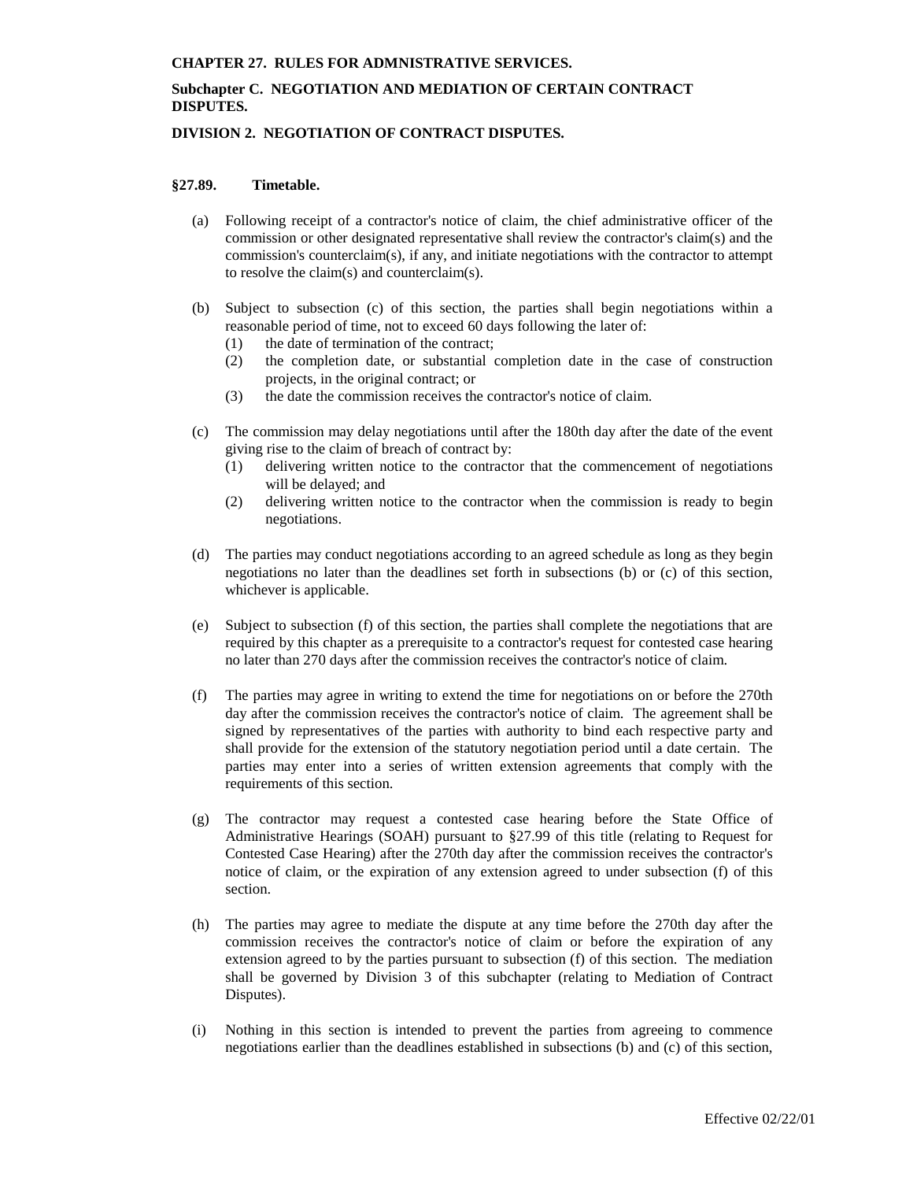**CHAPTER 27. RULES FOR ADMNISTRATIVE SERVICES.**

**Subchapter C. NEGOTIATION AND MEDIATION OF CERTAIN CONTRACT DISPUTES.**

**DIVISION 2. NEGOTIATION OF CONTRACT DISPUTES.**

**§27.89. Timetable.**

(a) Following receipt of a contractor's notice of claim, the chief administrative officer of the commission or other designated representative shall review the contractor's claim(s) and the commission's counterclaim(s), if any, and initiate negotiations with the contractor to attempt to resolve the claim(s) and counterclaim(s).

(b) Subject to subsection (c) of this section, the parties shall begin negotiations within a reasonable period of time, not to exceed 60 days following the later of:
  (1) the date of termination of the contract;
  (2) the completion date, or substantial completion date in the case of construction projects, in the original contract; or
  (3) the date the commission receives the contractor's notice of claim.

(c) The commission may delay negotiations until after the 180th day after the date of the event giving rise to the claim of breach of contract by:
  (1) delivering written notice to the contractor that the commencement of negotiations will be delayed; and
  (2) delivering written notice to the contractor when the commission is ready to begin negotiations.

(d) The parties may conduct negotiations according to an agreed schedule as long as they begin negotiations no later than the deadlines set forth in subsections (b) or (c) of this section, whichever is applicable.

(e) Subject to subsection (f) of this section, the parties shall complete the negotiations that are required by this chapter as a prerequisite to a contractor's request for contested case hearing no later than 270 days after the commission receives the contractor's notice of claim.

(f) The parties may agree in writing to extend the time for negotiations on or before the 270th day after the commission receives the contractor's notice of claim. The agreement shall be signed by representatives of the parties with authority to bind each respective party and shall provide for the extension of the statutory negotiation period until a date certain. The parties may enter into a series of written extension agreements that comply with the requirements of this section.

(g) The contractor may request a contested case hearing before the State Office of Administrative Hearings (SOAH) pursuant to §27.99 of this title (relating to Request for Contested Case Hearing) after the 270th day after the commission receives the contractor's notice of claim, or the expiration of any extension agreed to under subsection (f) of this section.

(h) The parties may agree to mediate the dispute at any time before the 270th day after the commission receives the contractor's notice of claim or before the expiration of any extension agreed to by the parties pursuant to subsection (f) of this section. The mediation shall be governed by Division 3 of this subchapter (relating to Mediation of Contract Disputes).

(i) Nothing in this section is intended to prevent the parties from agreeing to commence negotiations earlier than the deadlines established in subsections (b) and (c) of this section,

Effective 02/22/01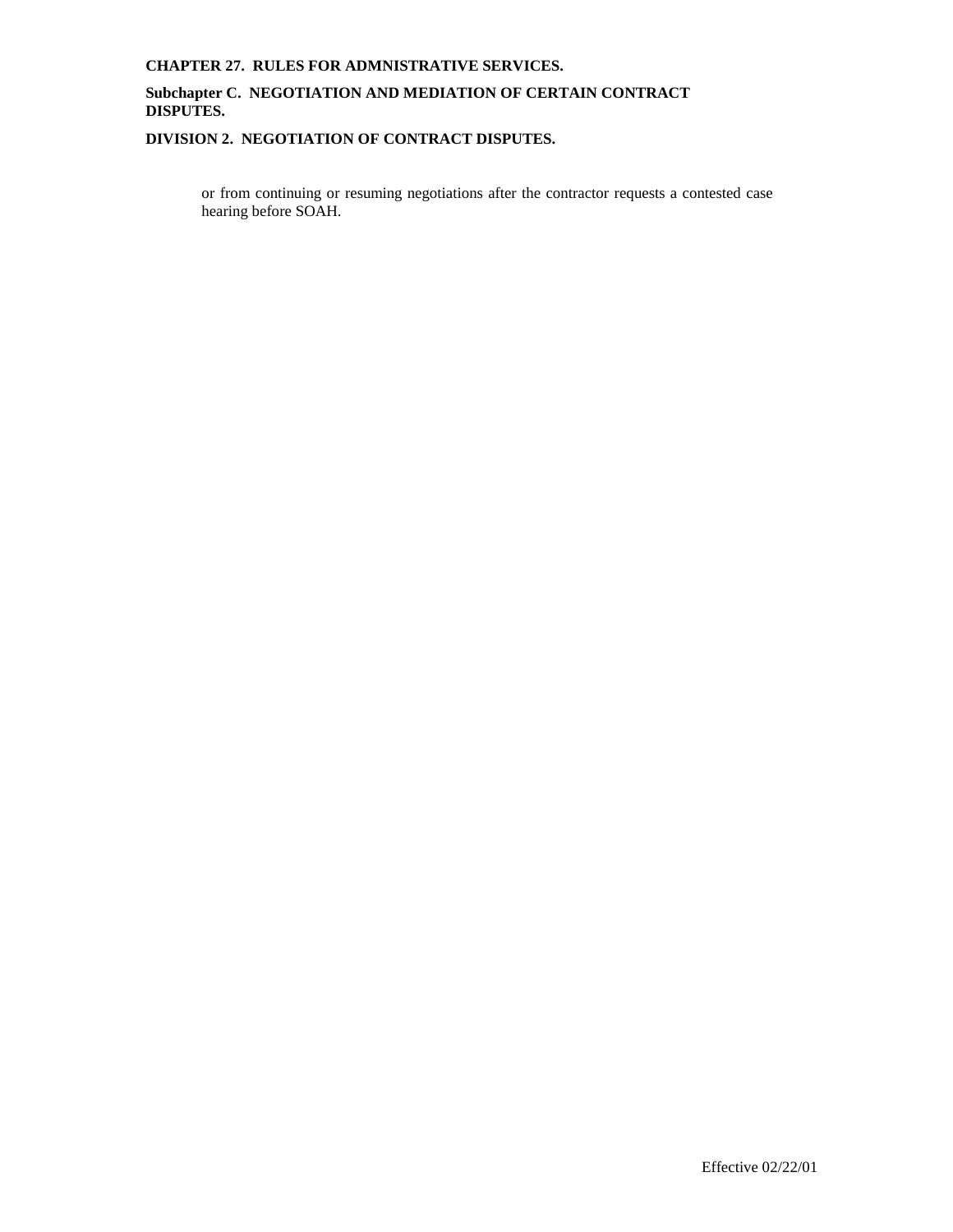or from continuing or resuming negotiations after the contractor requests a contested case hearing before SOAH.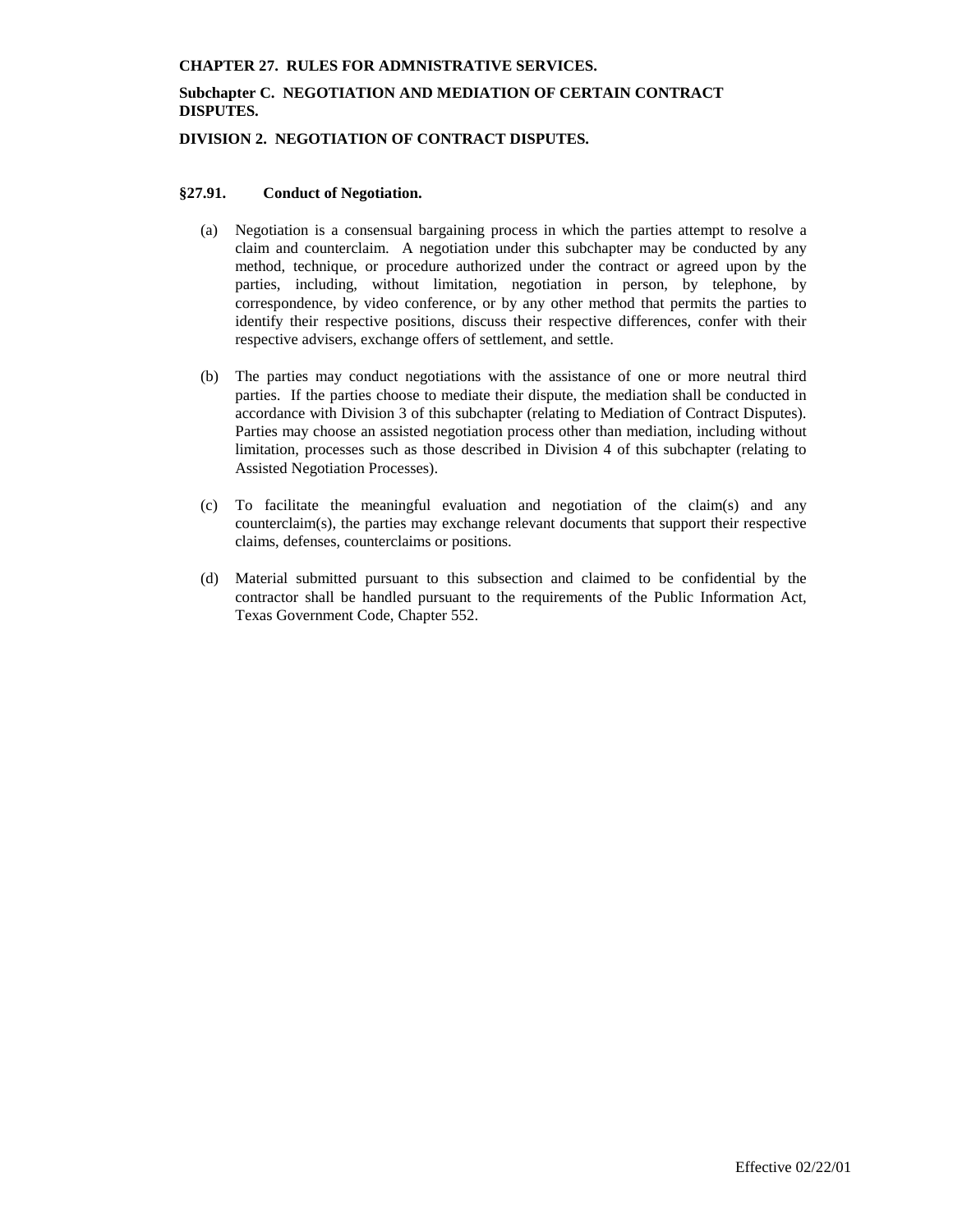**CHAPTER 27. RULES FOR ADMNISTRATIVE SERVICES.**

**Subchapter C. NEGOTIATION AND MEDIATION OF CERTAIN CONTRACT DISPUTES.**

**DIVISION 2. NEGOTIATION OF CONTRACT DISPUTES.**

**§27.91. Conduct of Negotiation.**

(a) Negotiation is a consensual bargaining process in which the parties attempt to resolve a claim and counterclaim. A negotiation under this subchapter may be conducted by any method, technique, or procedure authorized under the contract or agreed upon by the parties, including, without limitation, negotiation in person, by telephone, by correspondence, by video conference, or by any other method that permits the parties to identify their respective positions, discuss their respective differences, confer with their respective advisers, exchange offers of settlement, and settle.

(b) The parties may conduct negotiations with the assistance of one or more neutral third parties. If the parties choose to mediate their dispute, the mediation shall be conducted in accordance with Division 3 of this subchapter (relating to Mediation of Contract Disputes). Parties may choose an assisted negotiation process other than mediation, including without limitation, processes such as those described in Division 4 of this subchapter (relating to Assisted Negotiation Processes).

(c) To facilitate the meaningful evaluation and negotiation of the claim(s) and any counterclaim(s), the parties may exchange relevant documents that support their respective claims, defenses, counterclaims or positions.

(d) Material submitted pursuant to this subsection and claimed to be confidential by the contractor shall be handled pursuant to the requirements of the Public Information Act, Texas Government Code, Chapter 552.

Effective 02/22/01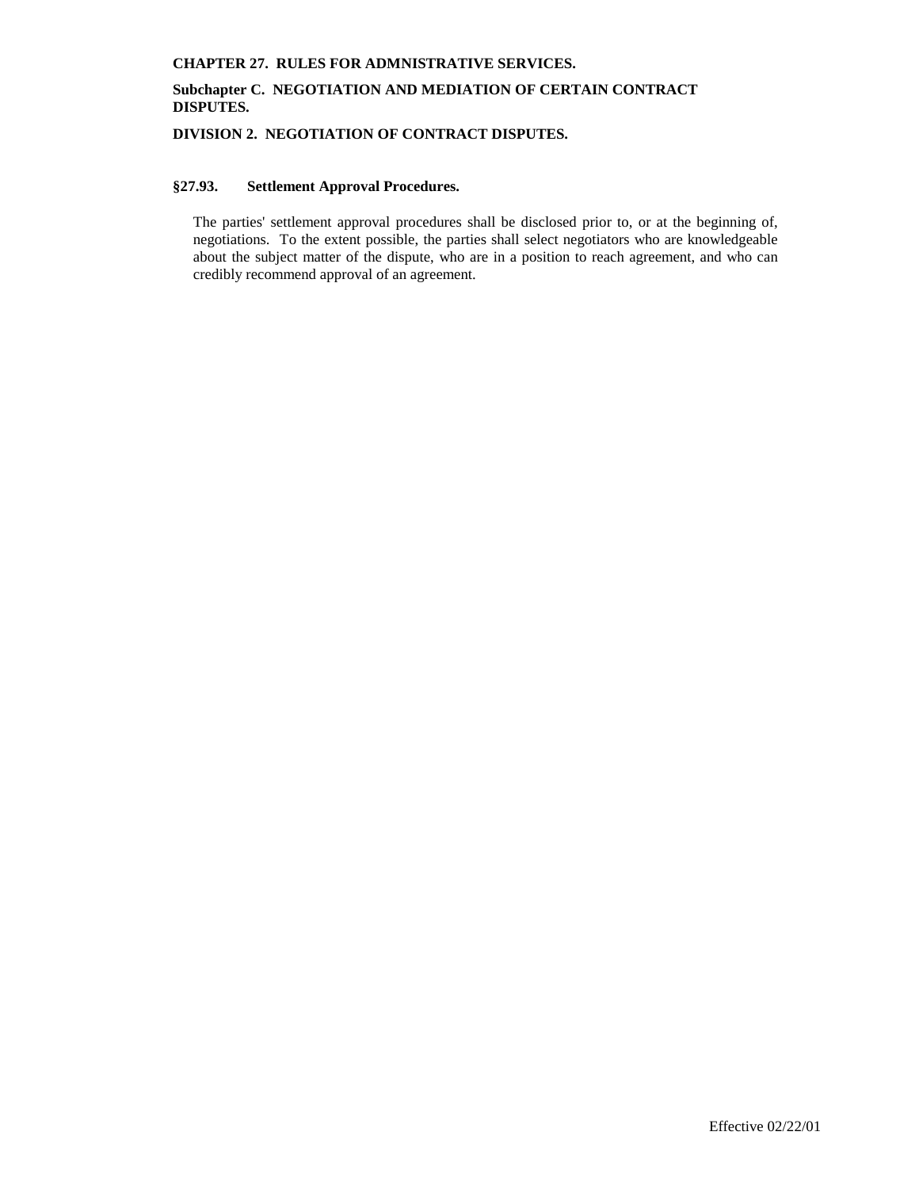**CHAPTER 27. RULES FOR ADMNISTRATIVE SERVICES.**

**Subchapter C. NEGOTIATION AND MEDIATION OF CERTAIN CONTRACT DISPUTES.**

**DIVISION 2. NEGOTIATION OF CONTRACT DISPUTES.**

### §27.93. Settlement Approval Procedures.

The parties' settlement approval procedures shall be disclosed prior to, or at the beginning of, negotiations. To the extent possible, the parties shall select negotiators who are knowledgeable about the subject matter of the dispute, who are in a position to reach agreement, and who can credibly recommend approval of an agreement.

Effective 02/22/01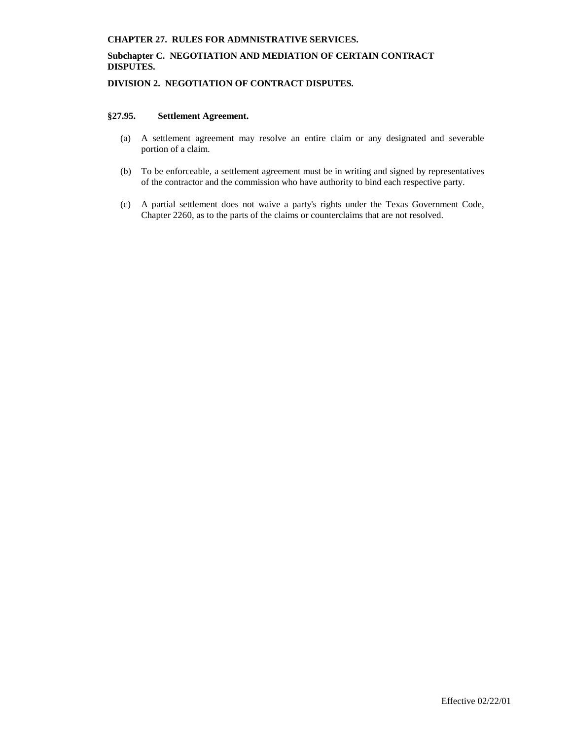**CHAPTER 27. RULES FOR ADMNISTRATIVE SERVICES.**

**Subchapter C. NEGOTIATION AND MEDIATION OF CERTAIN CONTRACT DISPUTES.**

**DIVISION 2. NEGOTIATION OF CONTRACT DISPUTES.**

**§27.95. Settlement Agreement.**

(a) A settlement agreement may resolve an entire claim or any designated and severable portion of a claim.

(b) To be enforceable, a settlement agreement must be in writing and signed by representatives of the contractor and the commission who have authority to bind each respective party.

(c) A partial settlement does not waive a party's rights under the Texas Government Code, Chapter 2260, as to the parts of the claims or counterclaims that are not resolved.

Effective 02/22/01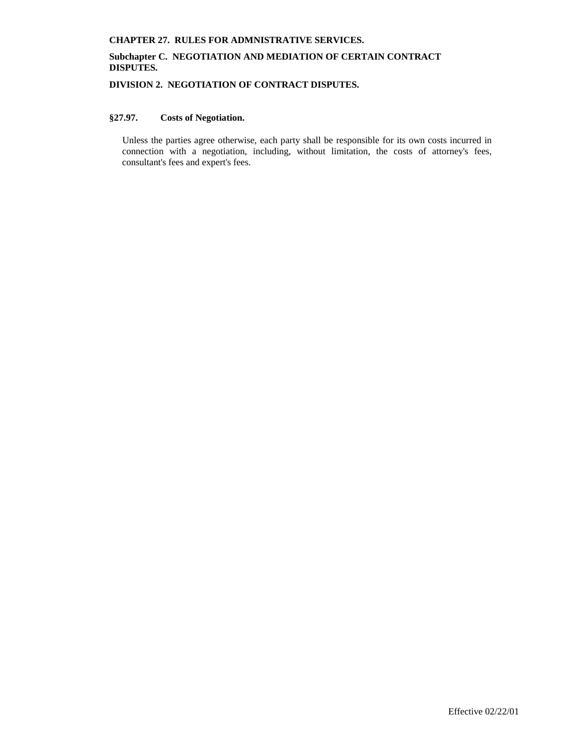**CHAPTER 27. RULES FOR ADMNISTRATIVE SERVICES.**

**Subchapter C. NEGOTIATION AND MEDIATION OF CERTAIN CONTRACT DISPUTES.**

**DIVISION 2. NEGOTIATION OF CONTRACT DISPUTES.**

**§27.97. Costs of Negotiation.**

Unless the parties agree otherwise, each party shall be responsible for its own costs incurred in connection with a negotiation, including, without limitation, the costs of attorney's fees, consultant's fees and expert's fees.

Effective 02/22/01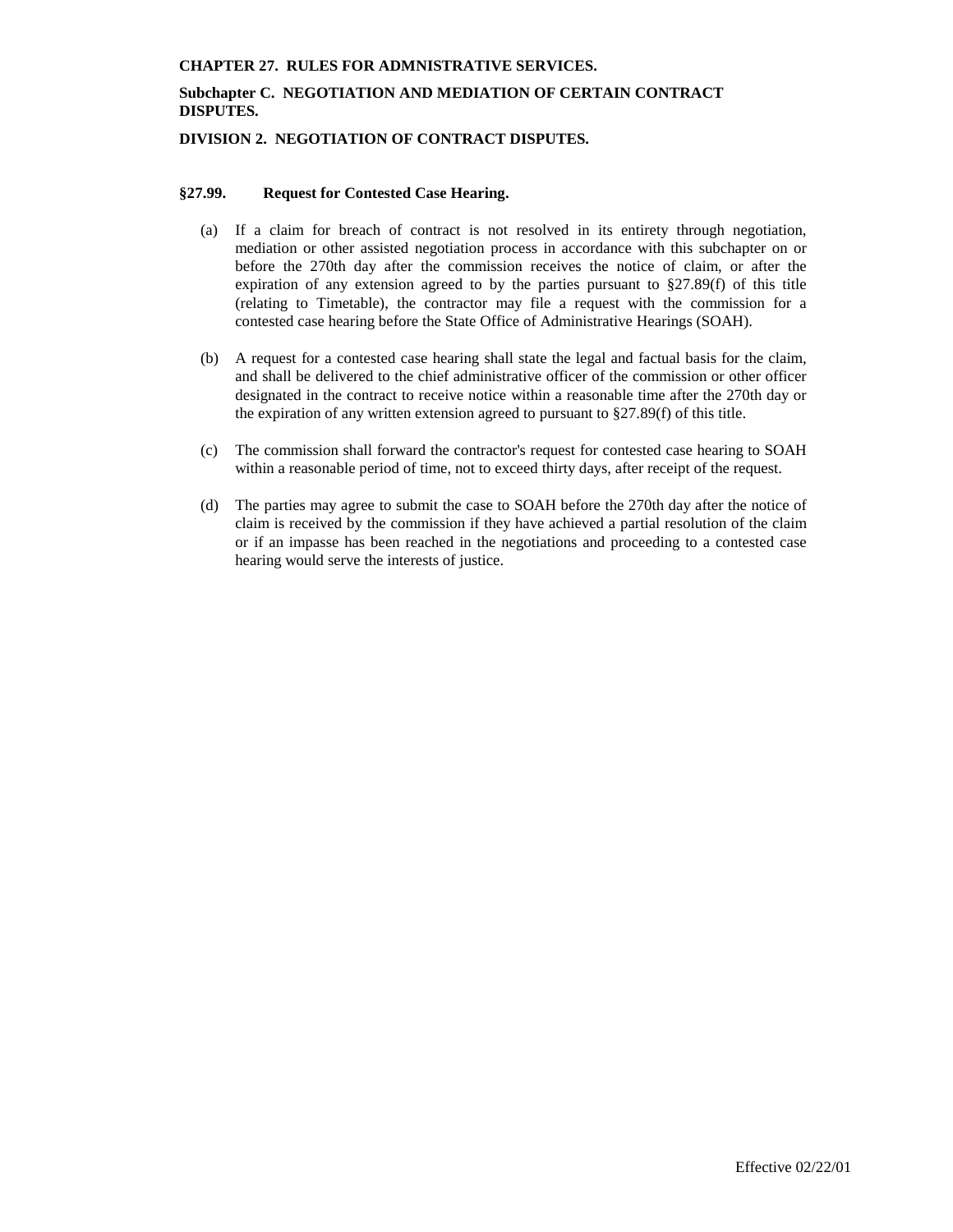**CHAPTER 27. RULES FOR ADMNISTRATIVE SERVICES.**

**Subchapter C. NEGOTIATION AND MEDIATION OF CERTAIN CONTRACT DISPUTES.**

**DIVISION 2. NEGOTIATION OF CONTRACT DISPUTES.**

**§27.99. Request for Contested Case Hearing.**

(a) If a claim for breach of contract is not resolved in its entirety through negotiation, mediation or other assisted negotiation process in accordance with this subchapter on or before the 270th day after the commission receives the notice of claim, or after the expiration of any extension agreed to by the parties pursuant to §27.89(f) of this title (relating to Timetable), the contractor may file a request with the commission for a contested case hearing before the State Office of Administrative Hearings (SOAH).

(b) A request for a contested case hearing shall state the legal and factual basis for the claim, and shall be delivered to the chief administrative officer of the commission or other officer designated in the contract to receive notice within a reasonable time after the 270th day or the expiration of any written extension agreed to pursuant to §27.89(f) of this title.

(c) The commission shall forward the contractor's request for contested case hearing to SOAH within a reasonable period of time, not to exceed thirty days, after receipt of the request.

(d) The parties may agree to submit the case to SOAH before the 270th day after the notice of claim is received by the commission if they have achieved a partial resolution of the claim or if an impasse has been reached in the negotiations and proceeding to a contested case hearing would serve the interests of justice.

Effective 02/22/01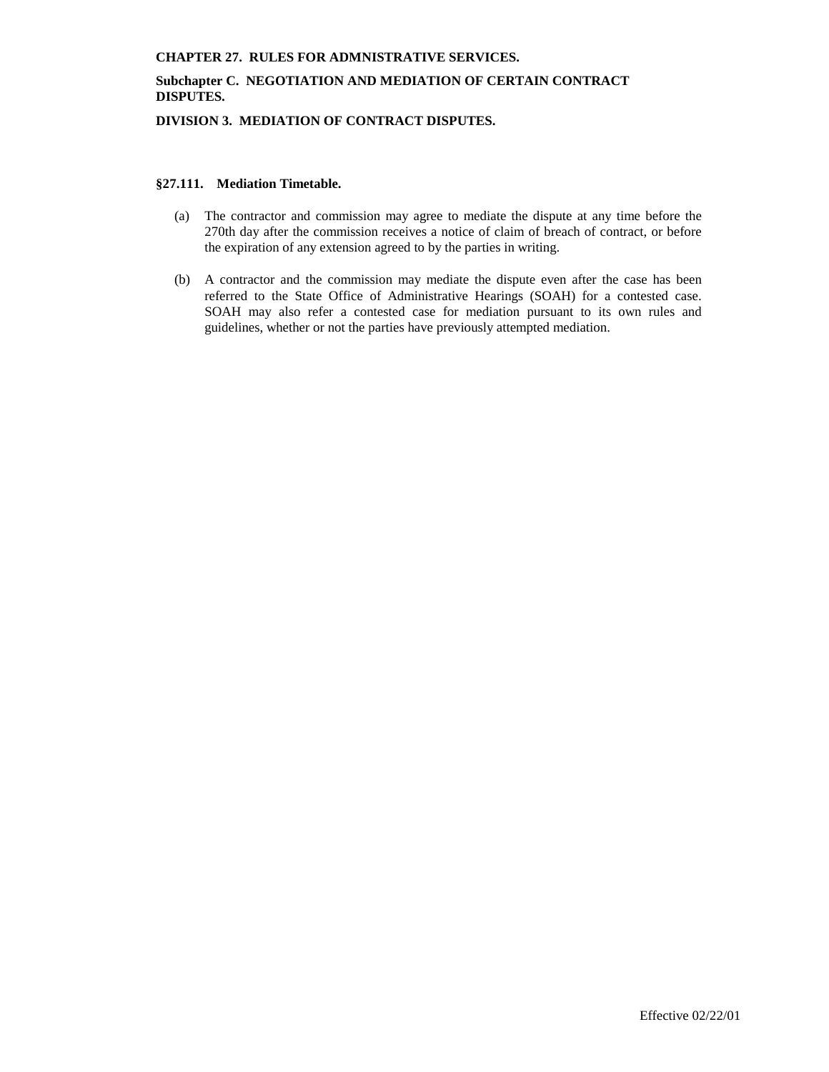**CHAPTER 27. RULES FOR ADMNISTRATIVE SERVICES.**

**Subchapter C. NEGOTIATION AND MEDIATION OF CERTAIN CONTRACT DISPUTES.**

**DIVISION 3. MEDIATION OF CONTRACT DISPUTES.**

### §27.111. Mediation Timetable.

(a) The contractor and commission may agree to mediate the dispute at any time before the 270th day after the commission receives a notice of claim of breach of contract, or before the expiration of any extension agreed to by the parties in writing.

(b) A contractor and the commission may mediate the dispute even after the case has been referred to the State Office of Administrative Hearings (SOAH) for a contested case. SOAH may also refer a contested case for mediation pursuant to its own rules and guidelines, whether or not the parties have previously attempted mediation.

Effective 02/22/01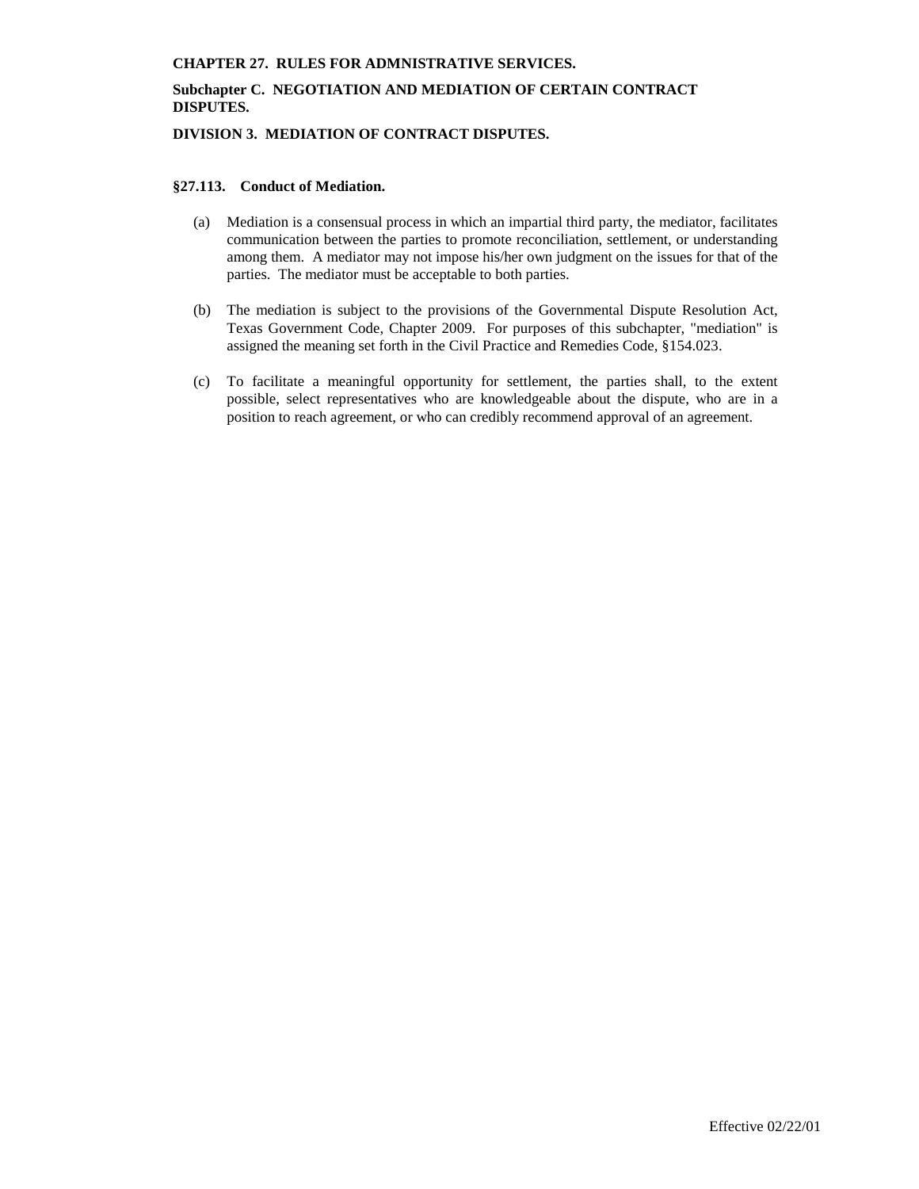**CHAPTER 27. RULES FOR ADMNISTRATIVE SERVICES.**

**Subchapter C. NEGOTIATION AND MEDIATION OF CERTAIN CONTRACT DISPUTES.**

**DIVISION 3. MEDIATION OF CONTRACT DISPUTES.**

**§27.113. Conduct of Mediation.**

(a) Mediation is a consensual process in which an impartial third party, the mediator, facilitates communication between the parties to promote reconciliation, settlement, or understanding among them. A mediator may not impose his/her own judgment on the issues for that of the parties. The mediator must be acceptable to both parties.

(b) The mediation is subject to the provisions of the Governmental Dispute Resolution Act, Texas Government Code, Chapter 2009. For purposes of this subchapter, "mediation" is assigned the meaning set forth in the Civil Practice and Remedies Code, §154.023.

(c) To facilitate a meaningful opportunity for settlement, the parties shall, to the extent possible, select representatives who are knowledgeable about the dispute, who are in a position to reach agreement, or who can credibly recommend approval of an agreement.

Effective 02/22/01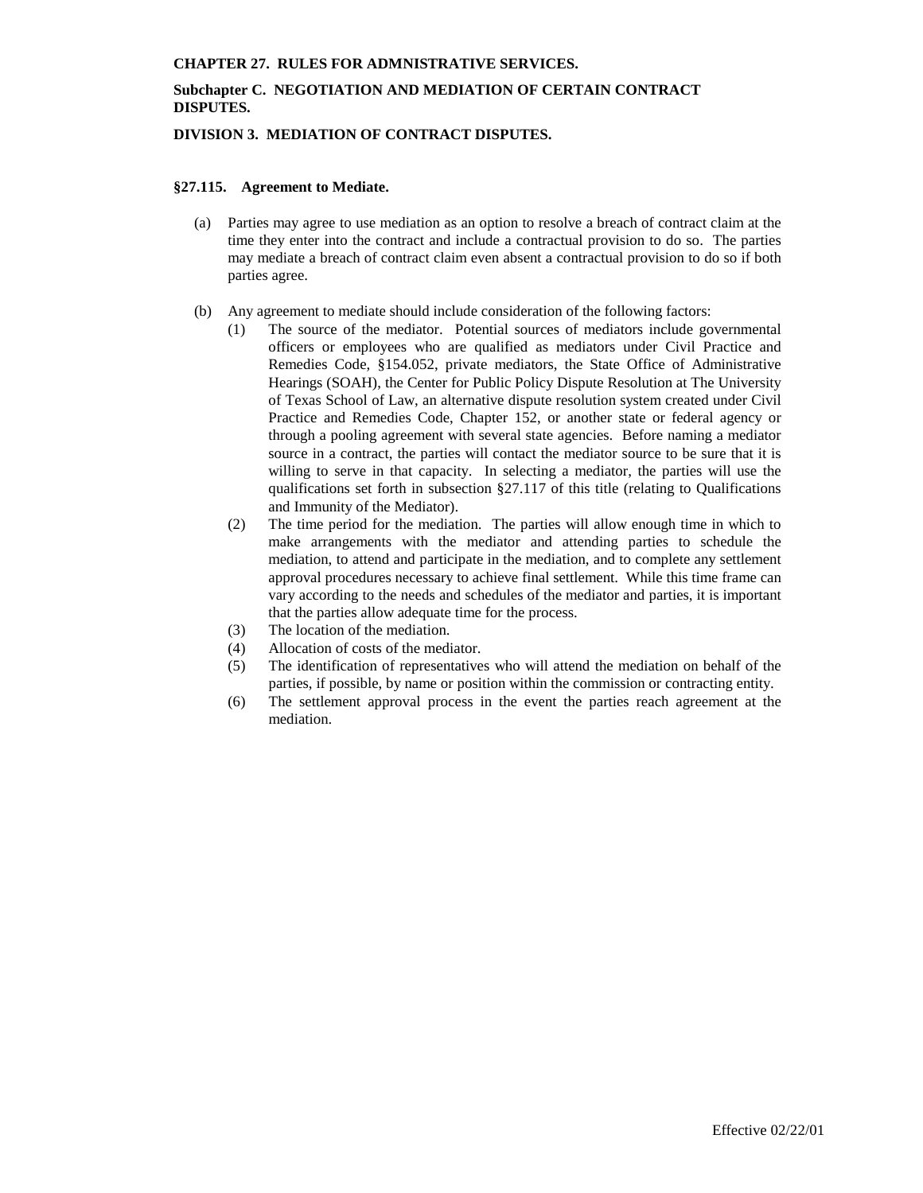**CHAPTER 27. RULES FOR ADMNISTRATIVE SERVICES.**

**Subchapter C. NEGOTIATION AND MEDIATION OF CERTAIN CONTRACT DISPUTES.**

**DIVISION 3. MEDIATION OF CONTRACT DISPUTES.**

### §27.115. Agreement to Mediate.

(a) Parties may agree to use mediation as an option to resolve a breach of contract claim at the time they enter into the contract and include a contractual provision to do so. The parties may mediate a breach of contract claim even absent a contractual provision to do so if both parties agree.

(b) Any agreement to mediate should include consideration of the following factors:

(1) The source of the mediator. Potential sources of mediators include governmental officers or employees who are qualified as mediators under Civil Practice and Remedies Code, §154.052, private mediators, the State Office of Administrative Hearings (SOAH), the Center for Public Policy Dispute Resolution at The University of Texas School of Law, an alternative dispute resolution system created under Civil Practice and Remedies Code, Chapter 152, or another state or federal agency or through a pooling agreement with several state agencies. Before naming a mediator source in a contract, the parties will contact the mediator source to be sure that it is willing to serve in that capacity. In selecting a mediator, the parties will use the qualifications set forth in subsection §27.117 of this title (relating to Qualifications and Immunity of the Mediator).

(2) The time period for the mediation. The parties will allow enough time in which to make arrangements with the mediator and attending parties to schedule the mediation, to attend and participate in the mediation, and to complete any settlement approval procedures necessary to achieve final settlement. While this time frame can vary according to the needs and schedules of the mediator and parties, it is important that the parties allow adequate time for the process.

(3) The location of the mediation.

(4) Allocation of costs of the mediator.

(5) The identification of representatives who will attend the mediation on behalf of the parties, if possible, by name or position within the commission or contracting entity.

(6) The settlement approval process in the event the parties reach agreement at the mediation.

Effective 02/22/01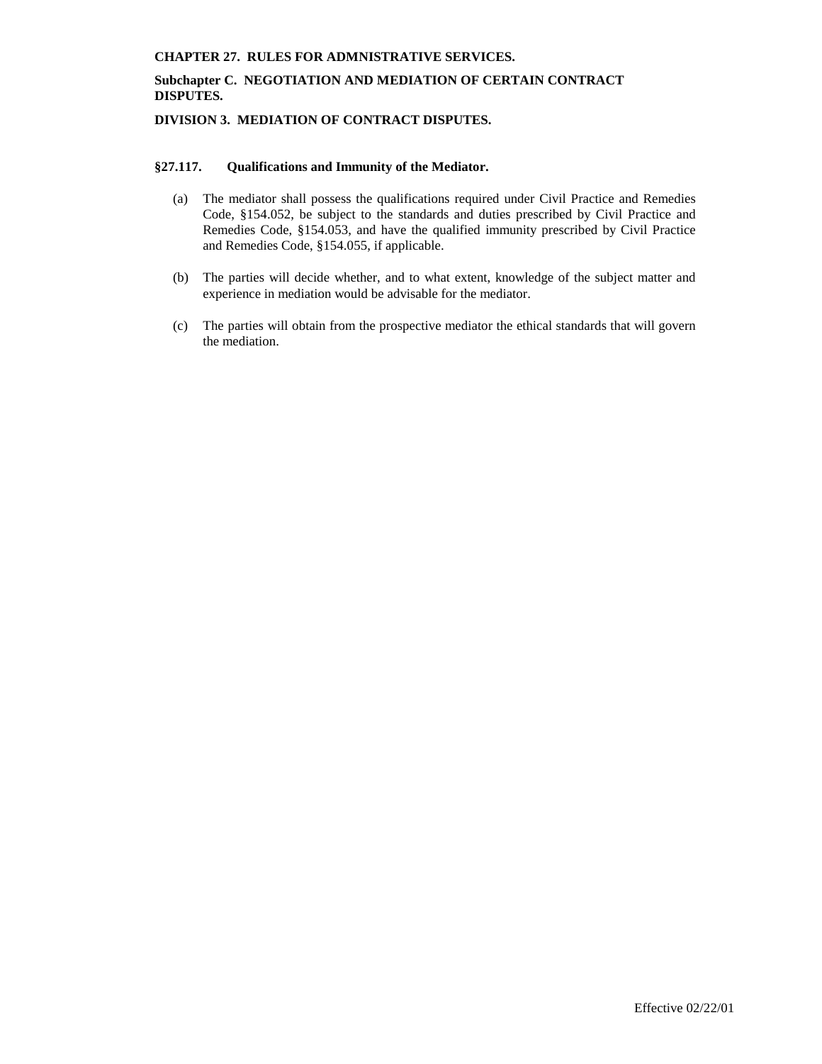**CHAPTER 27. RULES FOR ADMNISTRATIVE SERVICES.**

**Subchapter C. NEGOTIATION AND MEDIATION OF CERTAIN CONTRACT DISPUTES.**

**DIVISION 3. MEDIATION OF CONTRACT DISPUTES.**

**§27.117. Qualifications and Immunity of the Mediator.**

(a) The mediator shall possess the qualifications required under Civil Practice and Remedies Code, §154.052, be subject to the standards and duties prescribed by Civil Practice and Remedies Code, §154.053, and have the qualified immunity prescribed by Civil Practice and Remedies Code, §154.055, if applicable.

(b) The parties will decide whether, and to what extent, knowledge of the subject matter and experience in mediation would be advisable for the mediator.

(c) The parties will obtain from the prospective mediator the ethical standards that will govern the mediation.

Effective 02/22/01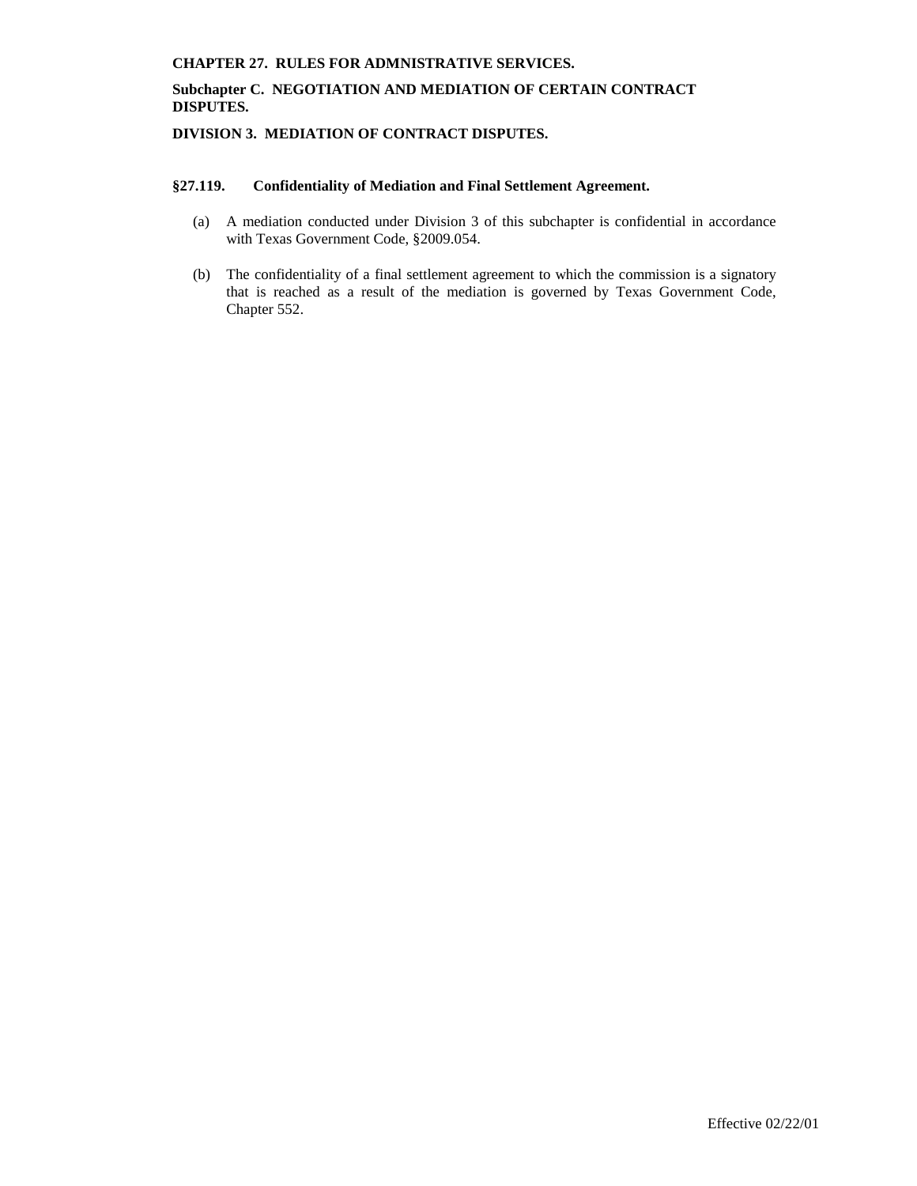**CHAPTER 27. RULES FOR ADMNISTRATIVE SERVICES.**

**Subchapter C. NEGOTIATION AND MEDIATION OF CERTAIN CONTRACT DISPUTES.**

**DIVISION 3. MEDIATION OF CONTRACT DISPUTES.**

**§27.119. Confidentiality of Mediation and Final Settlement Agreement.**

(a) A mediation conducted under Division 3 of this subchapter is confidential in accordance with Texas Government Code, §2009.054.

(b) The confidentiality of a final settlement agreement to which the commission is a signatory that is reached as a result of the mediation is governed by Texas Government Code, Chapter 552.

Effective 02/22/01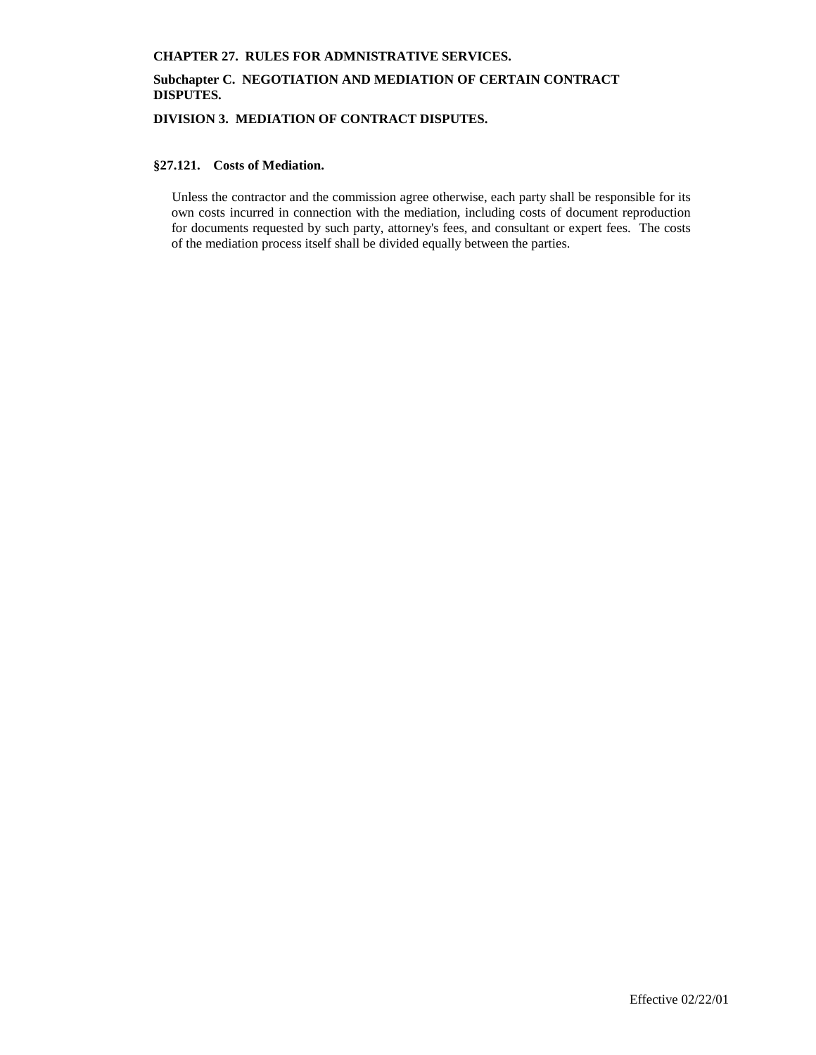**CHAPTER 27. RULES FOR ADMNISTRATIVE SERVICES.**

**Subchapter C. NEGOTIATION AND MEDIATION OF CERTAIN CONTRACT DISPUTES.**

**DIVISION 3. MEDIATION OF CONTRACT DISPUTES.**

**§27.121. Costs of Mediation.**

Unless the contractor and the commission agree otherwise, each party shall be responsible for its own costs incurred in connection with the mediation, including costs of document reproduction for documents requested by such party, attorney's fees, and consultant or expert fees. The costs of the mediation process itself shall be divided equally between the parties.

Effective 02/22/01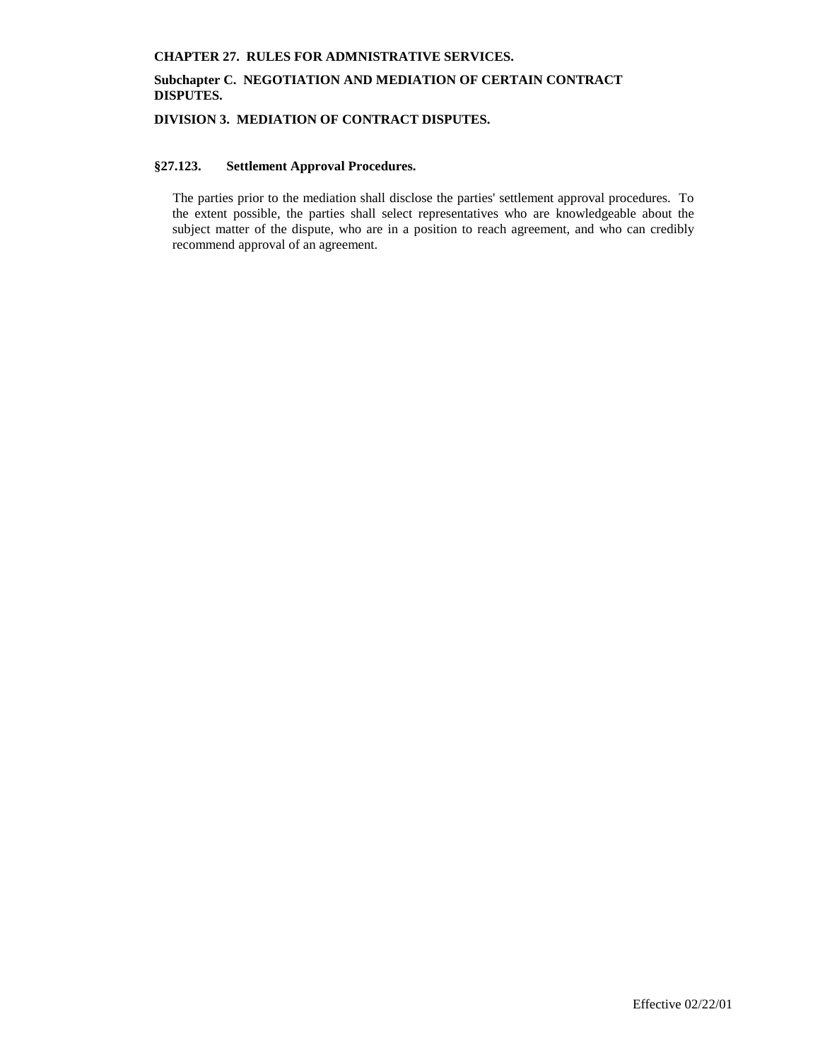**CHAPTER 27. RULES FOR ADMNISTRATIVE SERVICES.**

**Subchapter C. NEGOTIATION AND MEDIATION OF CERTAIN CONTRACT DISPUTES.**

**DIVISION 3. MEDIATION OF CONTRACT DISPUTES.**

### §27.123. Settlement Approval Procedures.

The parties prior to the mediation shall disclose the parties' settlement approval procedures. To the extent possible, the parties shall select representatives who are knowledgeable about the subject matter of the dispute, who are in a position to reach agreement, and who can credibly recommend approval of an agreement.

Effective 02/22/01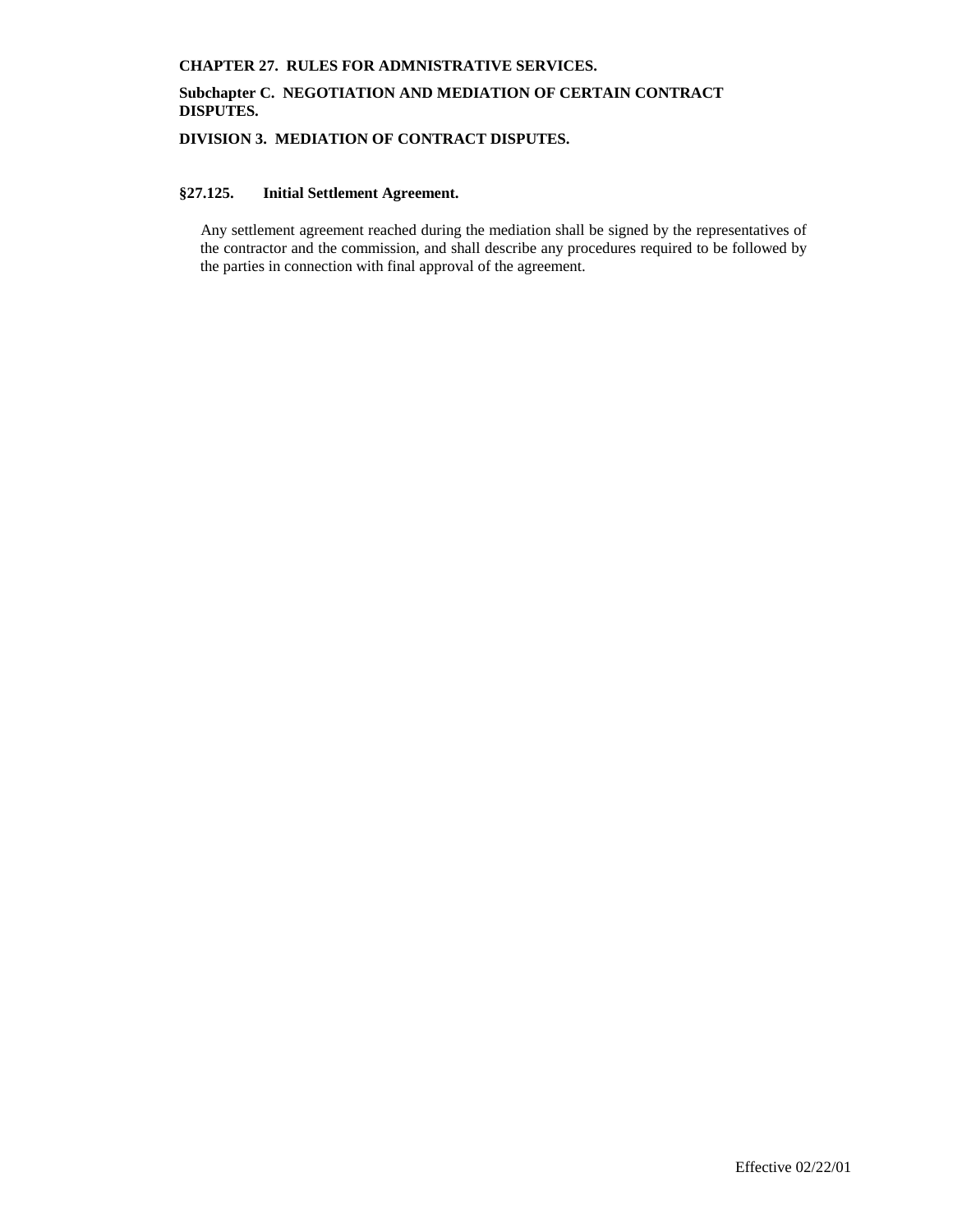**CHAPTER 27. RULES FOR ADMNISTRATIVE SERVICES.**

**Subchapter C. NEGOTIATION AND MEDIATION OF CERTAIN CONTRACT DISPUTES.**

**DIVISION 3. MEDIATION OF CONTRACT DISPUTES.**

### §27.125. Initial Settlement Agreement.

Any settlement agreement reached during the mediation shall be signed by the representatives of the contractor and the commission, and shall describe any procedures required to be followed by the parties in connection with final approval of the agreement.

Effective 02/22/01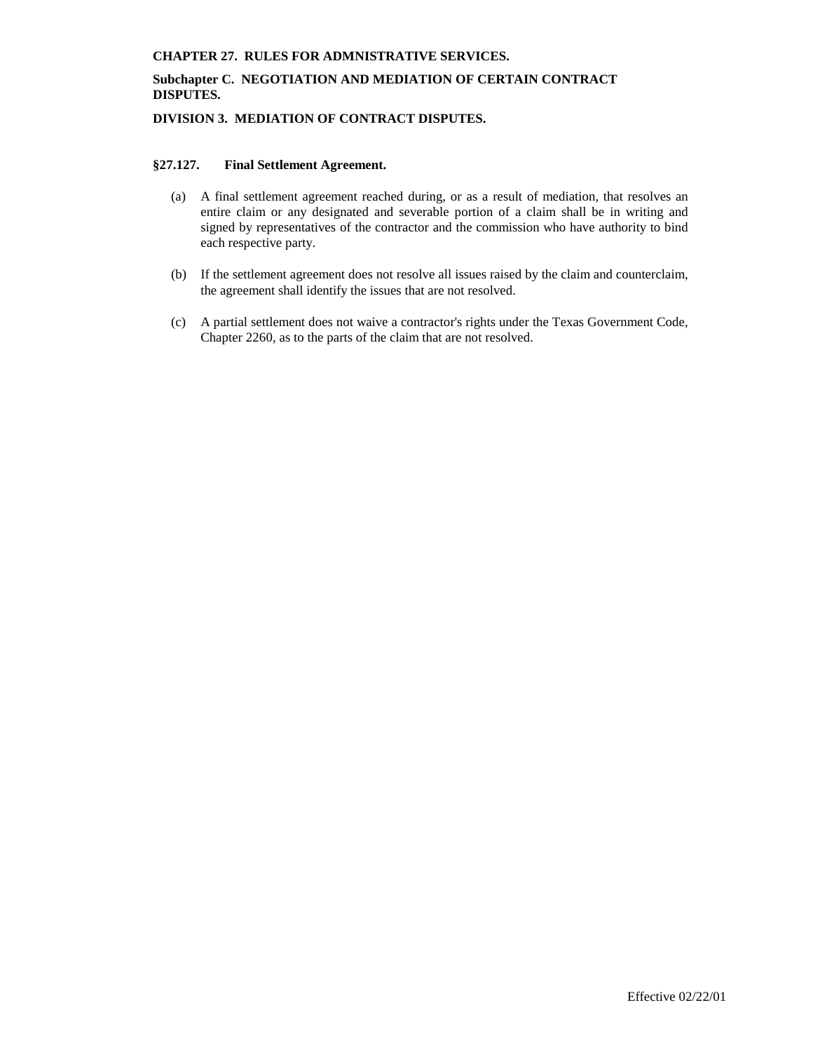**CHAPTER 27. RULES FOR ADMNISTRATIVE SERVICES.**

**Subchapter C. NEGOTIATION AND MEDIATION OF CERTAIN CONTRACT DISPUTES.**

**DIVISION 3. MEDIATION OF CONTRACT DISPUTES.**

### §27.127. Final Settlement Agreement.

(a) A final settlement agreement reached during, or as a result of mediation, that resolves an entire claim or any designated and severable portion of a claim shall be in writing and signed by representatives of the contractor and the commission who have authority to bind each respective party.

(b) If the settlement agreement does not resolve all issues raised by the claim and counterclaim, the agreement shall identify the issues that are not resolved.

(c) A partial settlement does not waive a contractor's rights under the Texas Government Code, Chapter 2260, as to the parts of the claim that are not resolved.

Effective 02/22/01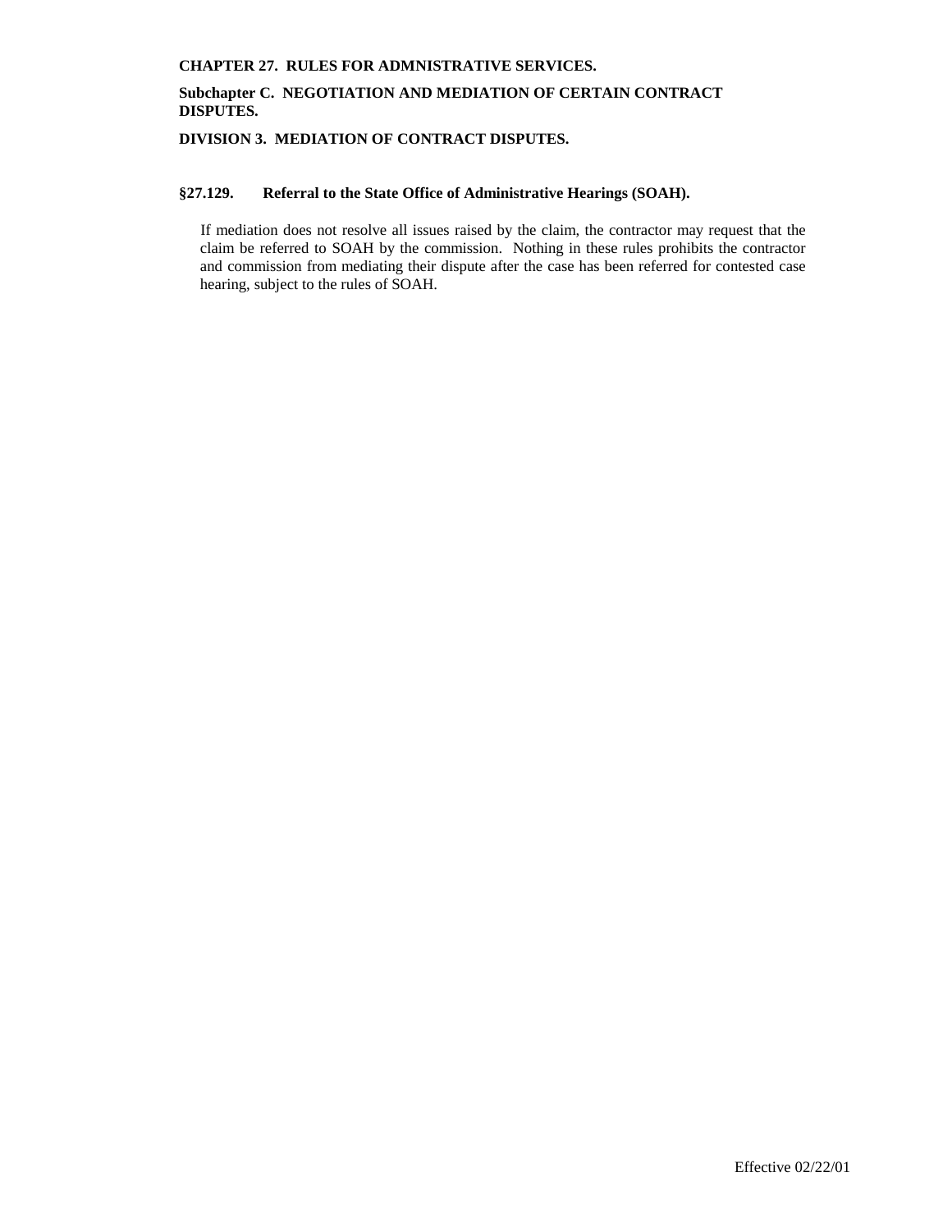**CHAPTER 27. RULES FOR ADMNISTRATIVE SERVICES.**

**Subchapter C. NEGOTIATION AND MEDIATION OF CERTAIN CONTRACT DISPUTES.**

**DIVISION 3. MEDIATION OF CONTRACT DISPUTES.**

### §27.129. Referral to the State Office of Administrative Hearings (SOAH).

If mediation does not resolve all issues raised by the claim, the contractor may request that the claim be referred to SOAH by the commission. Nothing in these rules prohibits the contractor and commission from mediating their dispute after the case has been referred for contested case hearing, subject to the rules of SOAH.

Effective 02/22/01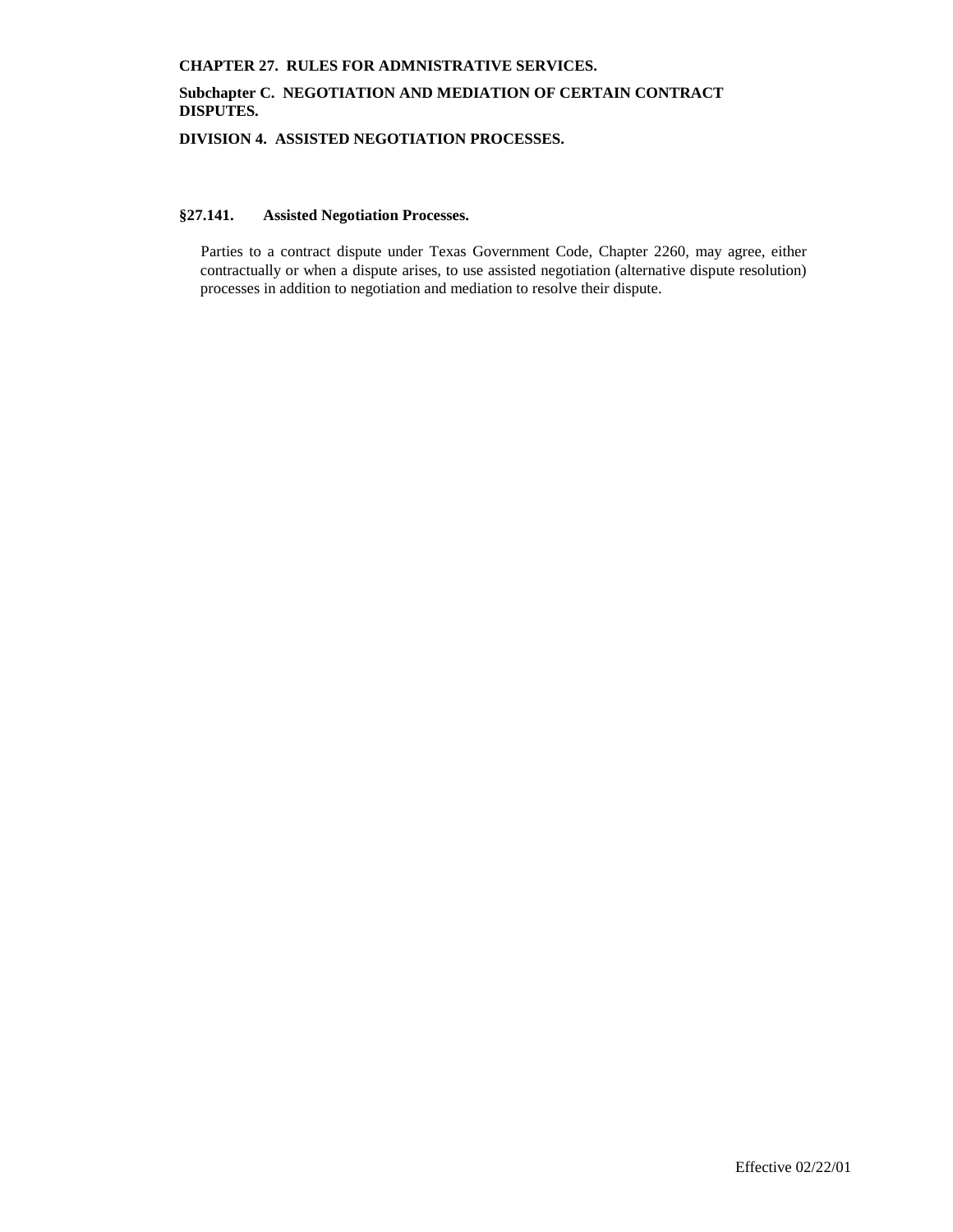**CHAPTER 27. RULES FOR ADMNISTRATIVE SERVICES.**

**Subchapter C. NEGOTIATION AND MEDIATION OF CERTAIN CONTRACT DISPUTES.**

**DIVISION 4. ASSISTED NEGOTIATION PROCESSES.**

### §27.141. Assisted Negotiation Processes.

Parties to a contract dispute under Texas Government Code, Chapter 2260, may agree, either contractually or when a dispute arises, to use assisted negotiation (alternative dispute resolution) processes in addition to negotiation and mediation to resolve their dispute.

Effective 02/22/01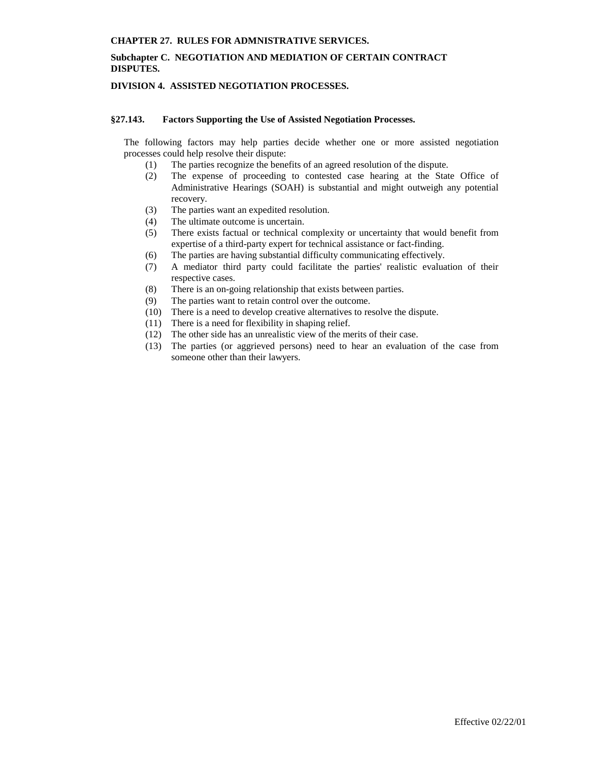**CHAPTER 27. RULES FOR ADMNISTRATIVE SERVICES.**

**Subchapter C. NEGOTIATION AND MEDIATION OF CERTAIN CONTRACT DISPUTES.**

**DIVISION 4. ASSISTED NEGOTIATION PROCESSES.**

**§27.143. Factors Supporting the Use of Assisted Negotiation Processes.**

The following factors may help parties decide whether one or more assisted negotiation processes could help resolve their dispute:

(1) The parties recognize the benefits of an agreed resolution of the dispute.

(2) The expense of proceeding to contested case hearing at the State Office of Administrative Hearings (SOAH) is substantial and might outweigh any potential recovery.

(3) The parties want an expedited resolution.

(4) The ultimate outcome is uncertain.

(5) There exists factual or technical complexity or uncertainty that would benefit from expertise of a third-party expert for technical assistance or fact-finding.

(6) The parties are having substantial difficulty communicating effectively.

(7) A mediator third party could facilitate the parties' realistic evaluation of their respective cases.

(8) There is an on-going relationship that exists between parties.

(9) The parties want to retain control over the outcome.

(10) There is a need to develop creative alternatives to resolve the dispute.

(11) There is a need for flexibility in shaping relief.

(12) The other side has an unrealistic view of the merits of their case.

(13) The parties (or aggrieved persons) need to hear an evaluation of the case from someone other than their lawyers.

Effective 02/22/01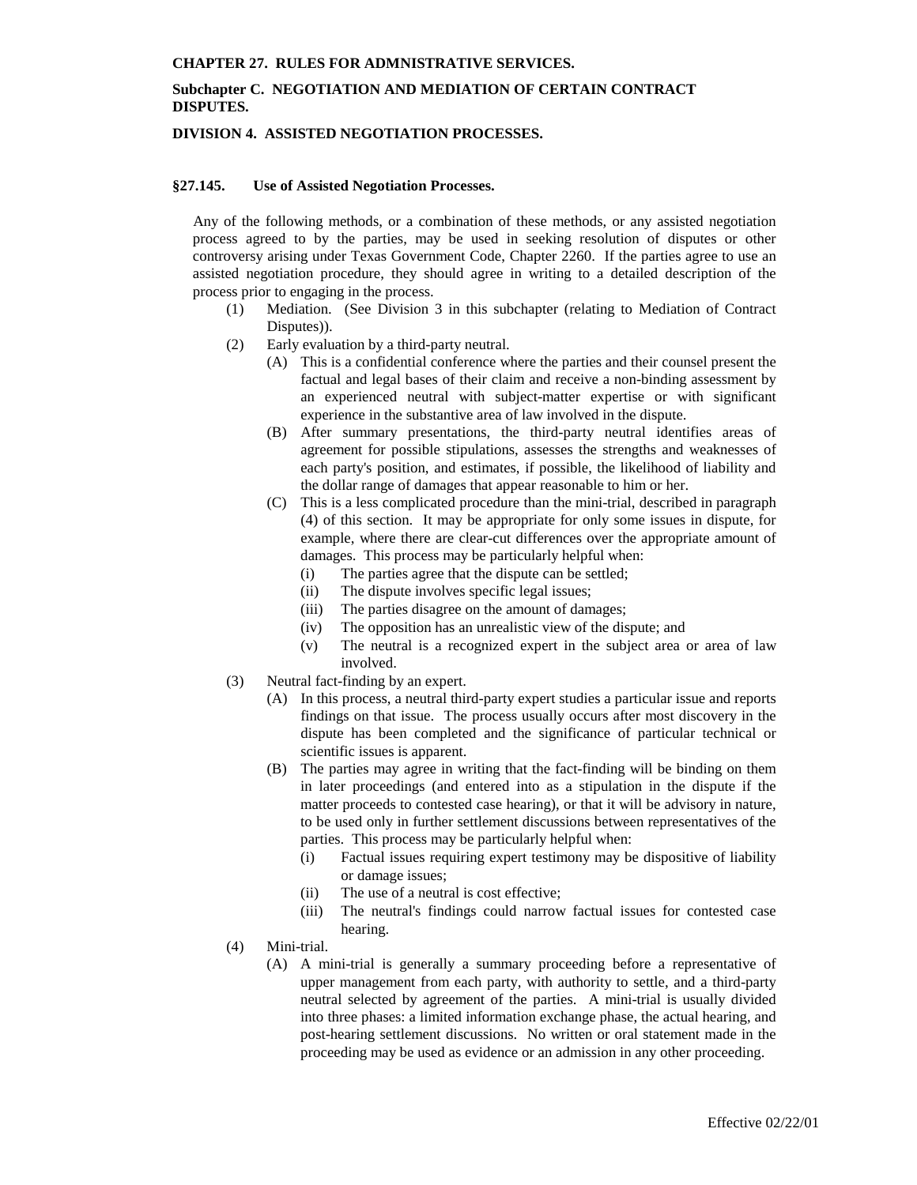**CHAPTER 27. RULES FOR ADMNISTRATIVE SERVICES.**

**Subchapter C. NEGOTIATION AND MEDIATION OF CERTAIN CONTRACT DISPUTES.**

**DIVISION 4. ASSISTED NEGOTIATION PROCESSES.**

**§27.145. Use of Assisted Negotiation Processes.**

Any of the following methods, or a combination of these methods, or any assisted negotiation process agreed to by the parties, may be used in seeking resolution of disputes or other controversy arising under Texas Government Code, Chapter 2260. If the parties agree to use an assisted negotiation procedure, they should agree in writing to a detailed description of the process prior to engaging in the process.

(1) Mediation. (See Division 3 in this subchapter (relating to Mediation of Contract Disputes)).

(2) Early evaluation by a third-party neutral.

  (A) This is a confidential conference where the parties and their counsel present the factual and legal bases of their claim and receive a non-binding assessment by an experienced neutral with subject-matter expertise or with significant experience in the substantive area of law involved in the dispute.

  (B) After summary presentations, the third-party neutral identifies areas of agreement for possible stipulations, assesses the strengths and weaknesses of each party's position, and estimates, if possible, the likelihood of liability and the dollar range of damages that appear reasonable to him or her.

  (C) This is a less complicated procedure than the mini-trial, described in paragraph (4) of this section. It may be appropriate for only some issues in dispute, for example, where there are clear-cut differences over the appropriate amount of damages. This process may be particularly helpful when:

    (i) The parties agree that the dispute can be settled;

    (ii) The dispute involves specific legal issues;

    (iii) The parties disagree on the amount of damages;

    (iv) The opposition has an unrealistic view of the dispute; and

    (v) The neutral is a recognized expert in the subject area or area of law involved.

(3) Neutral fact-finding by an expert.

  (A) In this process, a neutral third-party expert studies a particular issue and reports findings on that issue. The process usually occurs after most discovery in the dispute has been completed and the significance of particular technical or scientific issues is apparent.

  (B) The parties may agree in writing that the fact-finding will be binding on them in later proceedings (and entered into as a stipulation in the dispute if the matter proceeds to contested case hearing), or that it will be advisory in nature, to be used only in further settlement discussions between representatives of the parties. This process may be particularly helpful when:

    (i) Factual issues requiring expert testimony may be dispositive of liability or damage issues;

    (ii) The use of a neutral is cost effective;

    (iii) The neutral's findings could narrow factual issues for contested case hearing.

(4) Mini-trial.

  (A) A mini-trial is generally a summary proceeding before a representative of upper management from each party, with authority to settle, and a third-party neutral selected by agreement of the parties. A mini-trial is usually divided into three phases: a limited information exchange phase, the actual hearing, and post-hearing settlement discussions. No written or oral statement made in the proceeding may be used as evidence or an admission in any other proceeding.

Effective 02/22/01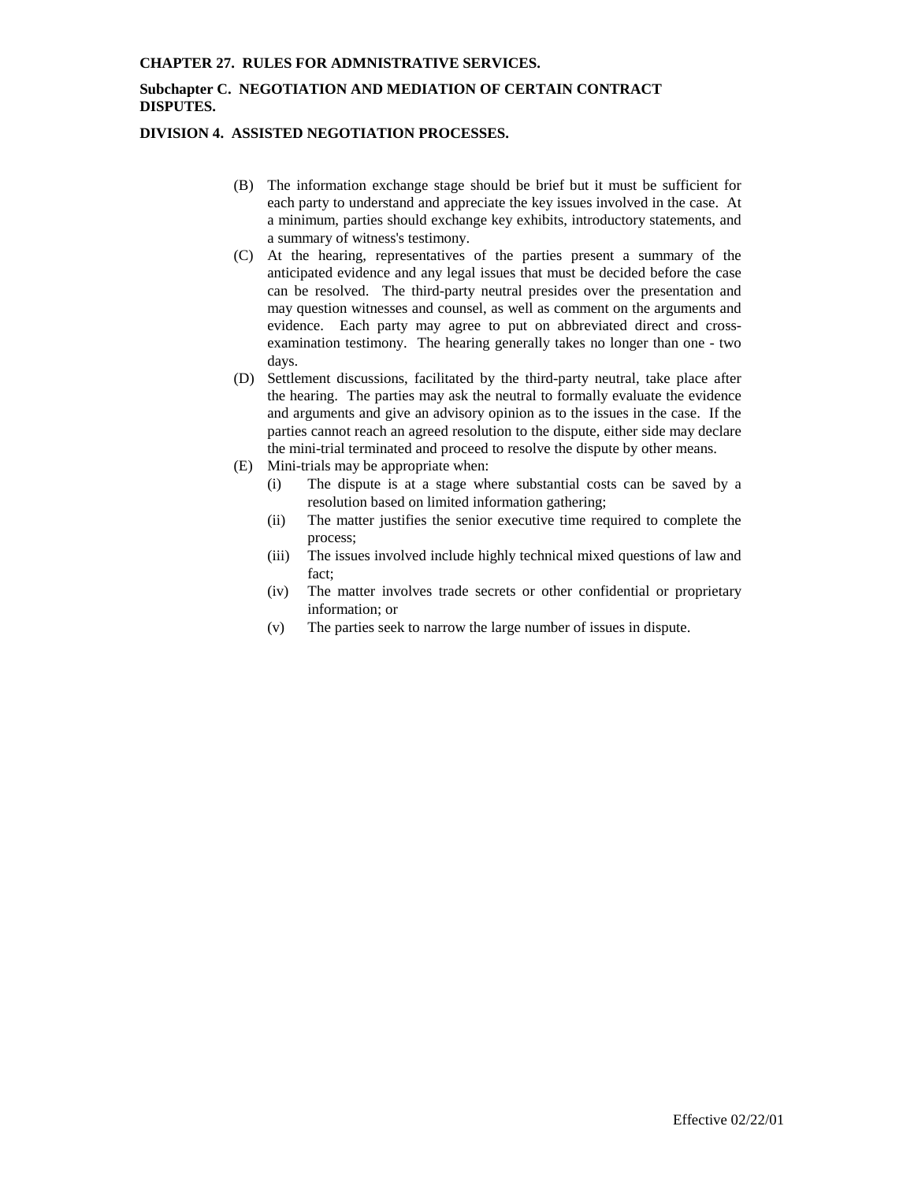**CHAPTER 27. RULES FOR ADMNISTRATIVE SERVICES.**

**Subchapter C. NEGOTIATION AND MEDIATION OF CERTAIN CONTRACT DISPUTES.**

**DIVISION 4. ASSISTED NEGOTIATION PROCESSES.**

(B) The information exchange stage should be brief but it must be sufficient for each party to understand and appreciate the key issues involved in the case. At a minimum, parties should exchange key exhibits, introductory statements, and a summary of witness's testimony.

(C) At the hearing, representatives of the parties present a summary of the anticipated evidence and any legal issues that must be decided before the case can be resolved. The third-party neutral presides over the presentation and may question witnesses and counsel, as well as comment on the arguments and evidence. Each party may agree to put on abbreviated direct and cross-examination testimony. The hearing generally takes no longer than one - two days.

(D) Settlement discussions, facilitated by the third-party neutral, take place after the hearing. The parties may ask the neutral to formally evaluate the evidence and arguments and give an advisory opinion as to the issues in the case. If the parties cannot reach an agreed resolution to the dispute, either side may declare the mini-trial terminated and proceed to resolve the dispute by other means.

(E) Mini-trials may be appropriate when:

   (i) The dispute is at a stage where substantial costs can be saved by a resolution based on limited information gathering;

   (ii) The matter justifies the senior executive time required to complete the process;

   (iii) The issues involved include highly technical mixed questions of law and fact;

   (iv) The matter involves trade secrets or other confidential or proprietary information; or

   (v) The parties seek to narrow the large number of issues in dispute.

Effective 02/22/01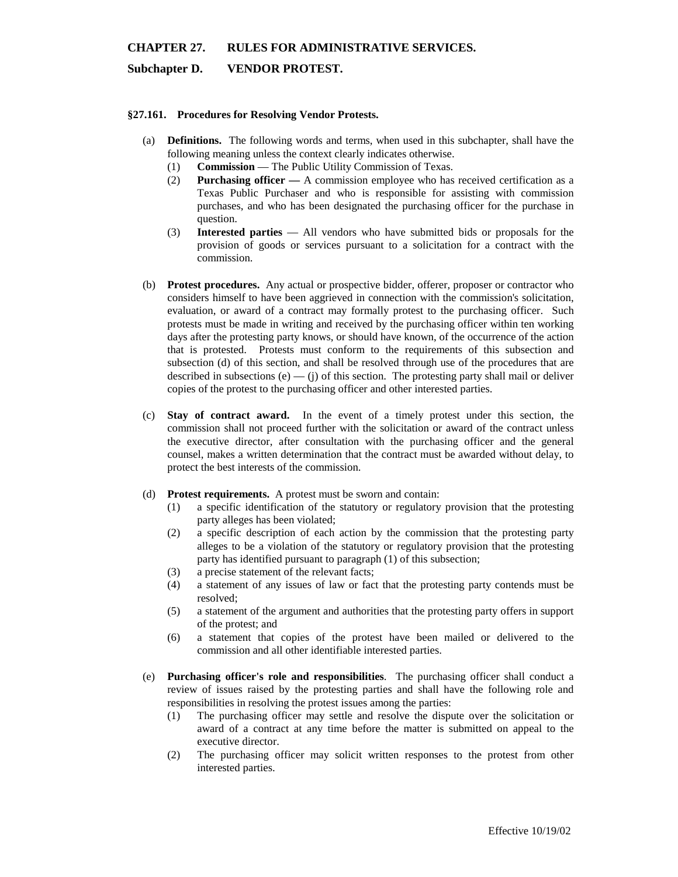# CHAPTER 27. RULES FOR ADMINISTRATIVE SERVICES.

## Subchapter D. VENDOR PROTEST.

### §27.161. Procedures for Resolving Vendor Protests.

(a) **Definitions.** The following words and terms, when used in this subchapter, shall have the following meaning unless the context clearly indicates otherwise.

(1) **Commission** — The Public Utility Commission of Texas.

(2) **Purchasing officer —** A commission employee who has received certification as a Texas Public Purchaser and who is responsible for assisting with commission purchases, and who has been designated the purchasing officer for the purchase in question.

(3) **Interested parties** — All vendors who have submitted bids or proposals for the provision of goods or services pursuant to a solicitation for a contract with the commission.

(b) **Protest procedures.** Any actual or prospective bidder, offerer, proposer or contractor who considers himself to have been aggrieved in connection with the commission's solicitation, evaluation, or award of a contract may formally protest to the purchasing officer. Such protests must be made in writing and received by the purchasing officer within ten working days after the protesting party knows, or should have known, of the occurrence of the action that is protested. Protests must conform to the requirements of this subsection and subsection (d) of this section, and shall be resolved through use of the procedures that are described in subsections (e) — (j) of this section. The protesting party shall mail or deliver copies of the protest to the purchasing officer and other interested parties.

(c) **Stay of contract award.** In the event of a timely protest under this section, the commission shall not proceed further with the solicitation or award of the contract unless the executive director, after consultation with the purchasing officer and the general counsel, makes a written determination that the contract must be awarded without delay, to protect the best interests of the commission.

(d) **Protest requirements.** A protest must be sworn and contain:

(1) a specific identification of the statutory or regulatory provision that the protesting party alleges has been violated;

(2) a specific description of each action by the commission that the protesting party alleges to be a violation of the statutory or regulatory provision that the protesting party has identified pursuant to paragraph (1) of this subsection;

(3) a precise statement of the relevant facts;

(4) a statement of any issues of law or fact that the protesting party contends must be resolved;

(5) a statement of the argument and authorities that the protesting party offers in support of the protest; and

(6) a statement that copies of the protest have been mailed or delivered to the commission and all other identifiable interested parties.

(e) **Purchasing officer's role and responsibilities**. The purchasing officer shall conduct a review of issues raised by the protesting parties and shall have the following role and responsibilities in resolving the protest issues among the parties:

(1) The purchasing officer may settle and resolve the dispute over the solicitation or award of a contract at any time before the matter is submitted on appeal to the executive director.

(2) The purchasing officer may solicit written responses to the protest from other interested parties.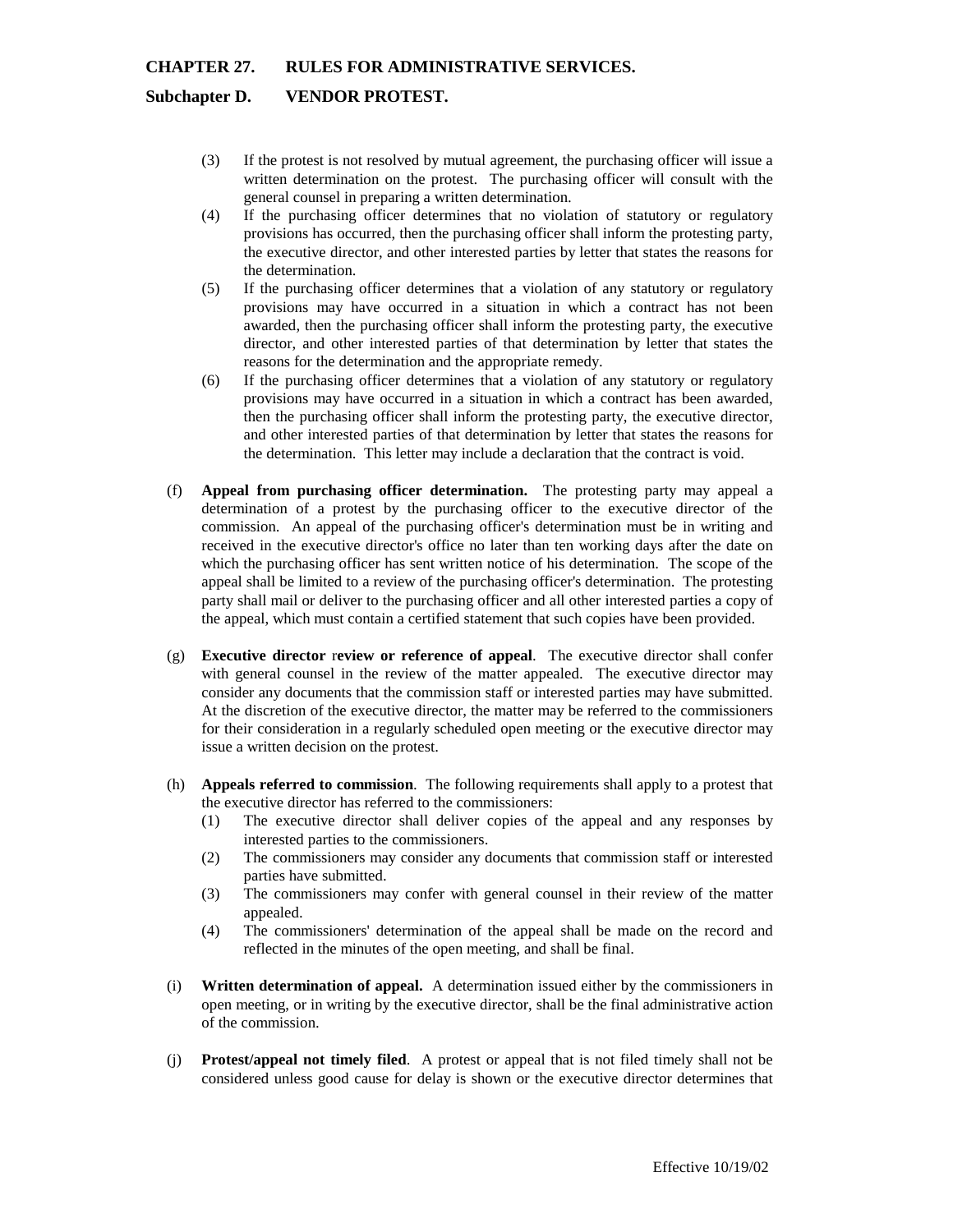**CHAPTER 27. RULES FOR ADMINISTRATIVE SERVICES.**

**Subchapter D. VENDOR PROTEST.**

(3) If the protest is not resolved by mutual agreement, the purchasing officer will issue a written determination on the protest. The purchasing officer will consult with the general counsel in preparing a written determination.

(4) If the purchasing officer determines that no violation of statutory or regulatory provisions has occurred, then the purchasing officer shall inform the protesting party, the executive director, and other interested parties by letter that states the reasons for the determination.

(5) If the purchasing officer determines that a violation of any statutory or regulatory provisions may have occurred in a situation in which a contract has not been awarded, then the purchasing officer shall inform the protesting party, the executive director, and other interested parties of that determination by letter that states the reasons for the determination and the appropriate remedy.

(6) If the purchasing officer determines that a violation of any statutory or regulatory provisions may have occurred in a situation in which a contract has been awarded, then the purchasing officer shall inform the protesting party, the executive director, and other interested parties of that determination by letter that states the reasons for the determination. This letter may include a declaration that the contract is void.

(f) **Appeal from purchasing officer determination.** The protesting party may appeal a determination of a protest by the purchasing officer to the executive director of the commission. An appeal of the purchasing officer's determination must be in writing and received in the executive director's office no later than ten working days after the date on which the purchasing officer has sent written notice of his determination. The scope of the appeal shall be limited to a review of the purchasing officer's determination. The protesting party shall mail or deliver to the purchasing officer and all other interested parties a copy of the appeal, which must contain a certified statement that such copies have been provided.

(g) **Executive director review or reference of appeal**. The executive director shall confer with general counsel in the review of the matter appealed. The executive director may consider any documents that the commission staff or interested parties may have submitted. At the discretion of the executive director, the matter may be referred to the commissioners for their consideration in a regularly scheduled open meeting or the executive director may issue a written decision on the protest.

(h) **Appeals referred to commission**. The following requirements shall apply to a protest that the executive director has referred to the commissioners:

(1) The executive director shall deliver copies of the appeal and any responses by interested parties to the commissioners.

(2) The commissioners may consider any documents that commission staff or interested parties have submitted.

(3) The commissioners may confer with general counsel in their review of the matter appealed.

(4) The commissioners' determination of the appeal shall be made on the record and reflected in the minutes of the open meeting, and shall be final.

(i) **Written determination of appeal.** A determination issued either by the commissioners in open meeting, or in writing by the executive director, shall be the final administrative action of the commission.

(j) **Protest/appeal not timely filed**. A protest or appeal that is not filed timely shall not be considered unless good cause for delay is shown or the executive director determines that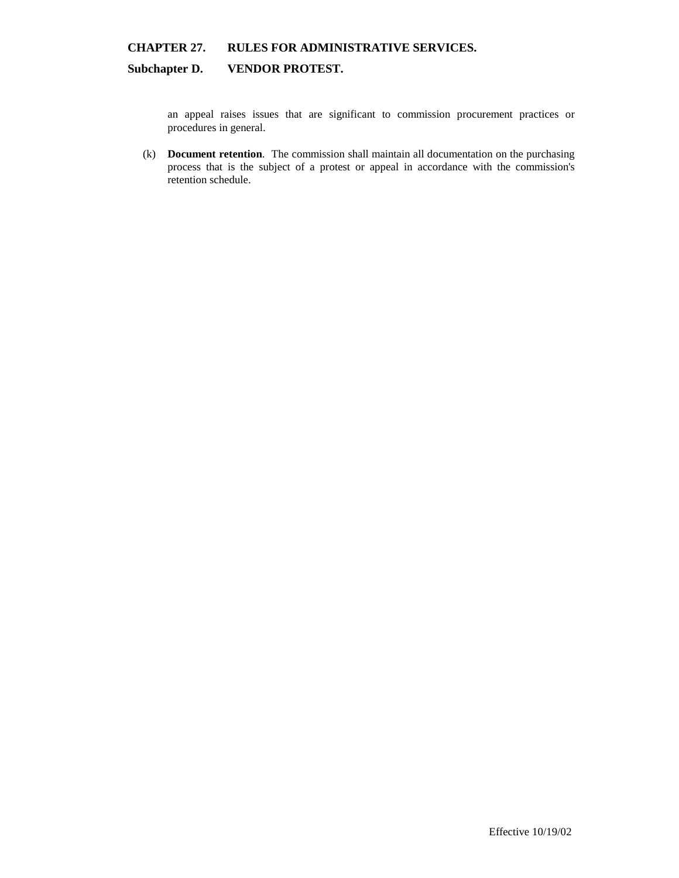an appeal raises issues that are significant to commission procurement practices or procedures in general.

(k) **Document retention**. The commission shall maintain all documentation on the purchasing process that is the subject of a protest or appeal in accordance with the commission's retention schedule.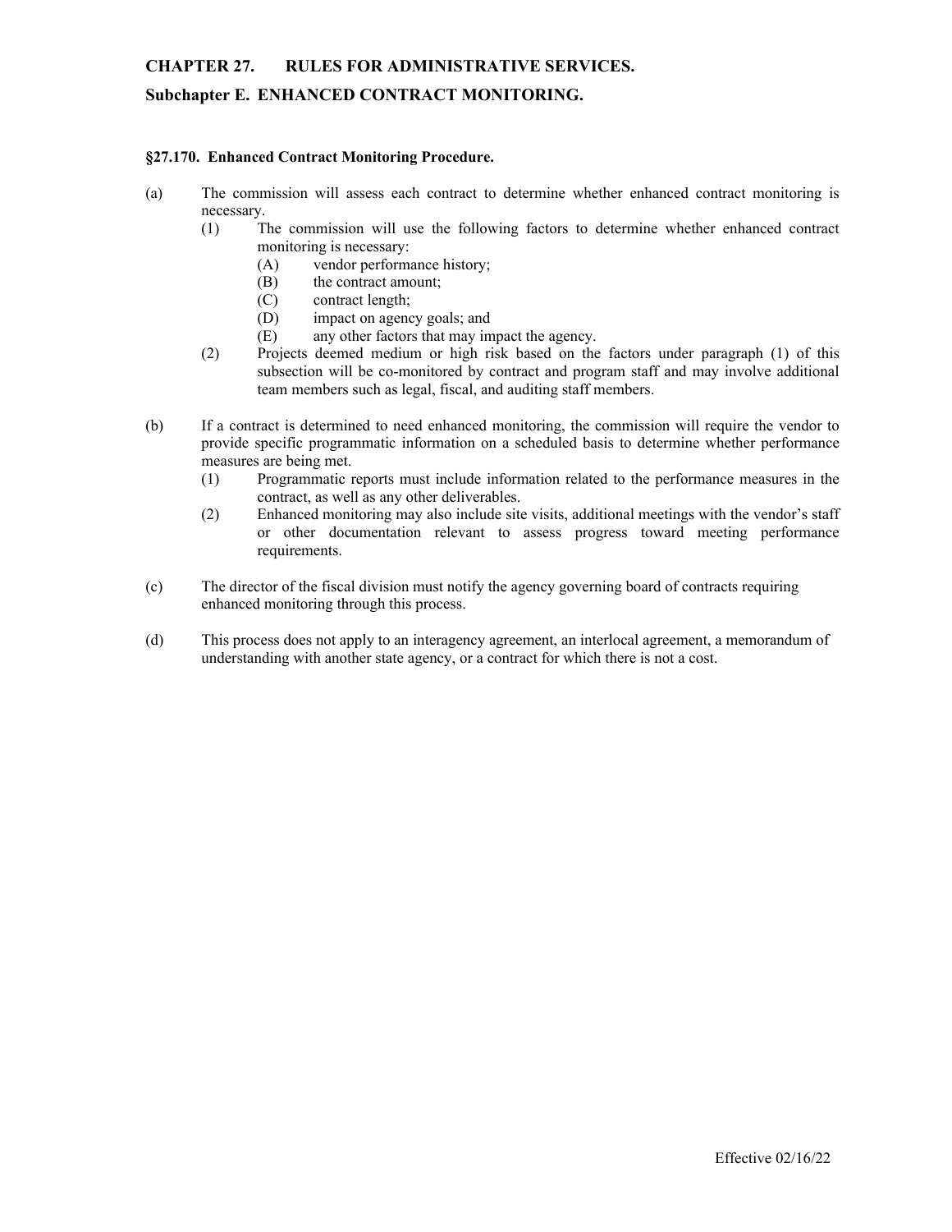## CHAPTER 27. RULES FOR ADMINISTRATIVE SERVICES.

## Subchapter E. ENHANCED CONTRACT MONITORING.

**§27.170. Enhanced Contract Monitoring Procedure.**

(a) The commission will assess each contract to determine whether enhanced contract monitoring is necessary.

   (1) The commission will use the following factors to determine whether enhanced contract monitoring is necessary:

      (A) vendor performance history;

      (B) the contract amount;

      (C) contract length;

      (D) impact on agency goals; and

      (E) any other factors that may impact the agency.

   (2) Projects deemed medium or high risk based on the factors under paragraph (1) of this subsection will be co-monitored by contract and program staff and may involve additional team members such as legal, fiscal, and auditing staff members.

(b) If a contract is determined to need enhanced monitoring, the commission will require the vendor to provide specific programmatic information on a scheduled basis to determine whether performance measures are being met.

   (1) Programmatic reports must include information related to the performance measures in the contract, as well as any other deliverables.

   (2) Enhanced monitoring may also include site visits, additional meetings with the vendor's staff or other documentation relevant to assess progress toward meeting performance requirements.

(c) The director of the fiscal division must notify the agency governing board of contracts requiring enhanced monitoring through this process.

(d) This process does not apply to an interagency agreement, an interlocal agreement, a memorandum of understanding with another state agency, or a contract for which there is not a cost.

Effective 02/16/22